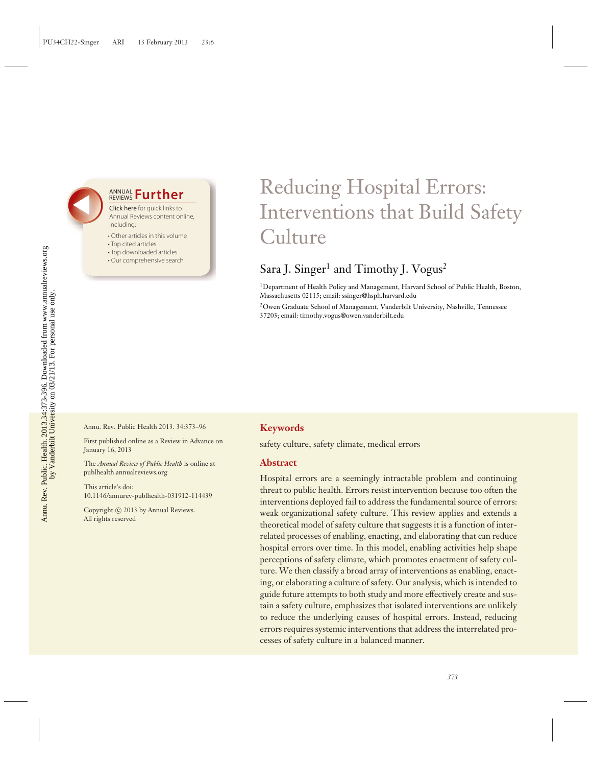# Reducing Hospital Errors: Interventions that Build Safety Culture

Sara J. Singer[1] and Timothy J. Vogus[2]

[1]Department of Health Policy and Management, Harvard School of Public Health, Boston, Massachusetts 02115; email: ssinger@hsph.harvard.edu

[2]Owen Graduate School of Management, Vanderbilt University, Nashville, Tennessee 37203; email: timothy.vogus@owen.vanderbilt.edu

Annu. Rev. Public Health 2013. 34:373–96

First published online as a Review in Advance on January 16, 2013

The *Annual Review of Public Health* is online at publhealth.annualreviews.org

This article's doi: 10.1146/annurev-publhealth-031912-114439

Copyright © 2013 by Annual Reviews. All rights reserved

## Keywords

safety culture, safety climate, medical errors

## Abstract

Hospital errors are a seemingly intractable problem and continuing threat to public health. Errors resist intervention because too often the interventions deployed fail to address the fundamental source of errors: weak organizational safety culture. This review applies and extends a theoretical model of safety culture that suggests it is a function of interrelated processes of enabling, enacting, and elaborating that can reduce hospital errors over time. In this model, enabling activities help shape perceptions of safety climate, which promotes enactment of safety culture. We then classify a broad array of interventions as enabling, enacting, or elaborating a culture of safety. Our analysis, which is intended to guide future attempts to both study and more effectively create and sustain a safety culture, emphasizes that isolated interventions are unlikely to reduce the underlying causes of hospital errors. Instead, reducing errors requires systemic interventions that address the interrelated processes of safety culture in a balanced manner.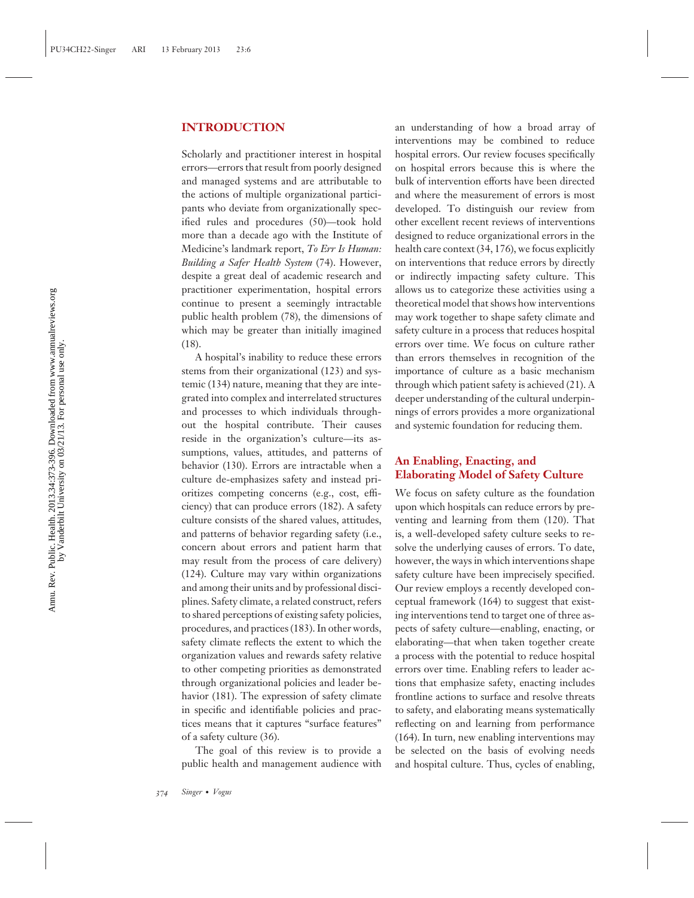## INTRODUCTION

Scholarly and practitioner interest in hospital errors—errors that result from poorly designed and managed systems and are attributable to the actions of multiple organizational participants who deviate from organizationally specified rules and procedures (50)—took hold more than a decade ago with the Institute of Medicine's landmark report, *To Err Is Human: Building a Safer Health System* (74). However, despite a great deal of academic research and practitioner experimentation, hospital errors continue to present a seemingly intractable public health problem (78), the dimensions of which may be greater than initially imagined (18).

A hospital's inability to reduce these errors stems from their organizational (123) and systemic (134) nature, meaning that they are integrated into complex and interrelated structures and processes to which individuals throughout the hospital contribute. Their causes reside in the organization's culture—its assumptions, values, attitudes, and patterns of behavior (130). Errors are intractable when a culture de-emphasizes safety and instead prioritizes competing concerns (e.g., cost, efficiency) that can produce errors (182). A safety culture consists of the shared values, attitudes, and patterns of behavior regarding safety (i.e., concern about errors and patient harm that may result from the process of care delivery) (124). Culture may vary within organizations and among their units and by professional disciplines. Safety climate, a related construct, refers to shared perceptions of existing safety policies, procedures, and practices (183). In other words, safety climate reflects the extent to which the organization values and rewards safety relative to other competing priorities as demonstrated through organizational policies and leader behavior (181). The expression of safety climate in specific and identifiable policies and practices means that it captures "surface features" of a safety culture (36).

The goal of this review is to provide a public health and management audience with an understanding of how a broad array of interventions may be combined to reduce hospital errors. Our review focuses specifically on hospital errors because this is where the bulk of intervention efforts have been directed and where the measurement of errors is most developed. To distinguish our review from other excellent recent reviews of interventions designed to reduce organizational errors in the health care context (34, 176), we focus explicitly on interventions that reduce errors by directly or indirectly impacting safety culture. This allows us to categorize these activities using a theoretical model that shows how interventions may work together to shape safety climate and safety culture in a process that reduces hospital errors over time. We focus on culture rather than errors themselves in recognition of the importance of culture as a basic mechanism through which patient safety is achieved (21). A deeper understanding of the cultural underpinnings of errors provides a more organizational and systemic foundation for reducing them.

### An Enabling, Enacting, and Elaborating Model of Safety Culture

We focus on safety culture as the foundation upon which hospitals can reduce errors by preventing and learning from them (120). That is, a well-developed safety culture seeks to resolve the underlying causes of errors. To date, however, the ways in which interventions shape safety culture have been imprecisely specified. Our review employs a recently developed conceptual framework (164) to suggest that existing interventions tend to target one of three aspects of safety culture—enabling, enacting, or elaborating—that when taken together create a process with the potential to reduce hospital errors over time. Enabling refers to leader actions that emphasize safety, enacting includes frontline actions to surface and resolve threats to safety, and elaborating means systematically reflecting on and learning from performance (164). In turn, new enabling interventions may be selected on the basis of evolving needs and hospital culture. Thus, cycles of enabling,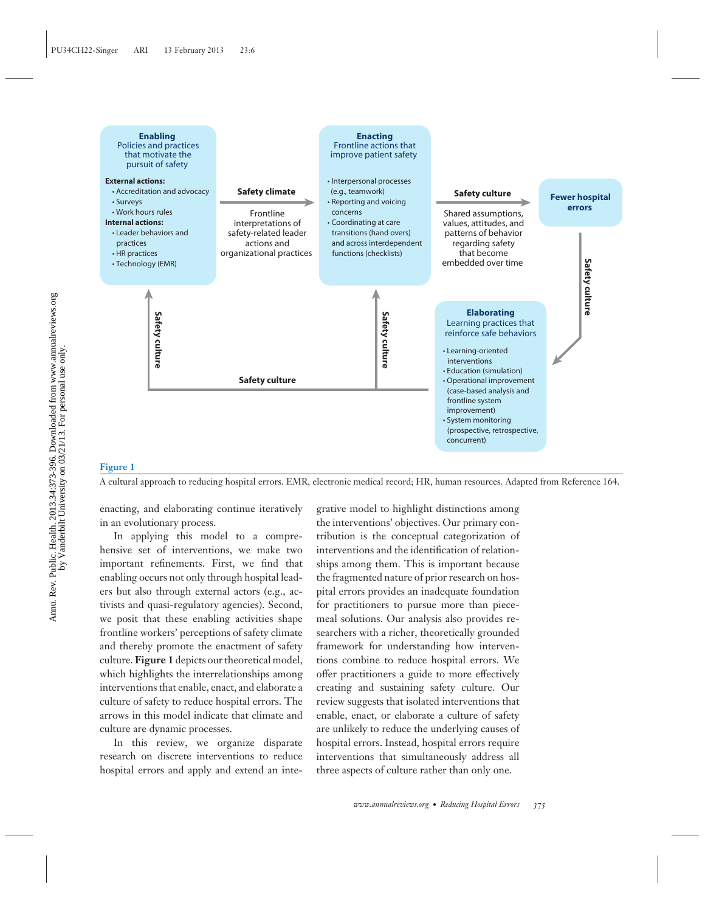**Enabling**
Policies and practices that motivate the pursuit of safety

**External actions:**
- Accreditation and advocacy
- Surveys
- Work hours rules

**Internal actions:**
- Leader behaviors and practices
- HR practices
- Technology (EMR)

**Safety climate**

Frontline interpretations of safety-related leader actions and organizational practices

**Enacting**
Frontline actions that improve patient safety

- Interpersonal processes (e.g., teamwork)
- Reporting and voicing concerns
- Coordinating at care transitions (hand overs) and across interdependent functions (checklists)

**Safety culture**

Shared assumptions, values, attitudes, and patterns of behavior regarding safety that become embedded over time

**Fewer hospital errors**

**Safety culture**

**Elaborating**
Learning practices that reinforce safe behaviors

- Learning-oriented interventions
- Education (simulation)
- Operational improvement (case-based analysis and frontline system improvement)
- System monitoring (prospective, retrospective, concurrent)

**Safety culture**

**Safety culture**

**Safety culture**

**Figure 1**

A cultural approach to reducing hospital errors. EMR, electronic medical record; HR, human resources. Adapted from Reference 164.

enacting, and elaborating continue iteratively in an evolutionary process.

In applying this model to a comprehensive set of interventions, we make two important refinements. First, we find that enabling occurs not only through hospital leaders but also through external actors (e.g., activists and quasi-regulatory agencies). Second, we posit that these enabling activities shape frontline workers' perceptions of safety climate and thereby promote the enactment of safety culture. **Figure 1** depicts our theoretical model, which highlights the interrelationships among interventions that enable, enact, and elaborate a culture of safety to reduce hospital errors. The arrows in this model indicate that climate and culture are dynamic processes.

In this review, we organize disparate research on discrete interventions to reduce hospital errors and apply and extend an integrative model to highlight distinctions among the interventions' objectives. Our primary contribution is the conceptual categorization of interventions and the identification of relationships among them. This is important because the fragmented nature of prior research on hospital errors provides an inadequate foundation for practitioners to pursue more than piecemeal solutions. Our analysis also provides researchers with a richer, theoretically grounded framework for understanding how interventions combine to reduce hospital errors. We offer practitioners a guide to more effectively creating and sustaining safety culture. Our review suggests that isolated interventions that enable, enact, or elaborate a culture of safety are unlikely to reduce the underlying causes of hospital errors. Instead, hospital errors require interventions that simultaneously address all three aspects of culture rather than only one.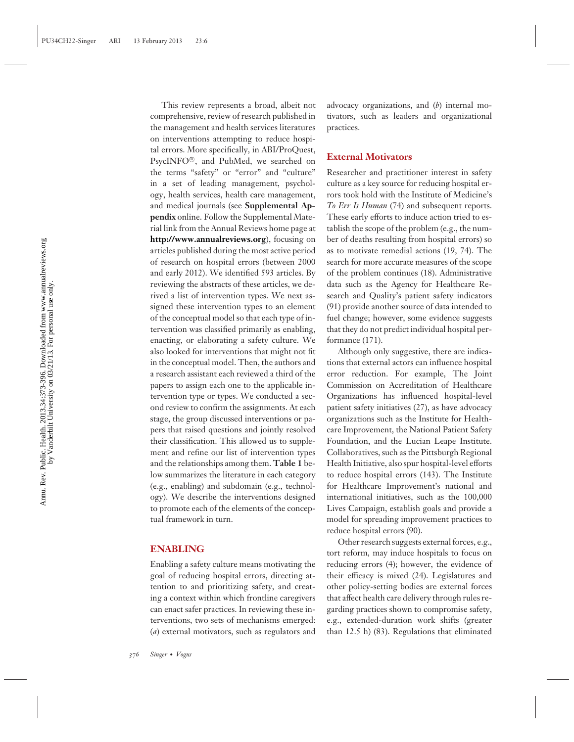This review represents a broad, albeit not comprehensive, review of research published in the management and health services literatures on interventions attempting to reduce hospital errors. More specifically, in ABI/ProQuest, PsycINFO®, and PubMed, we searched on the terms "safety" or "error" and "culture" in a set of leading management, psychology, health services, health care management, and medical journals (see **Supplemental Appendix** online. Follow the Supplemental Material link from the Annual Reviews home page at **http://www.annualreviews.org**), focusing on articles published during the most active period of research on hospital errors (between 2000 and early 2012). We identified 593 articles. By reviewing the abstracts of these articles, we derived a list of intervention types. We next assigned these intervention types to an element of the conceptual model so that each type of intervention was classified primarily as enabling, enacting, or elaborating a safety culture. We also looked for interventions that might not fit in the conceptual model. Then, the authors and a research assistant each reviewed a third of the papers to assign each one to the applicable intervention type or types. We conducted a second review to confirm the assignments. At each stage, the group discussed interventions or papers that raised questions and jointly resolved their classification. This allowed us to supplement and refine our list of intervention types and the relationships among them. **Table 1** below summarizes the literature in each category (e.g., enabling) and subdomain (e.g., technology). We describe the interventions designed to promote each of the elements of the conceptual framework in turn.

## ENABLING

Enabling a safety culture means motivating the goal of reducing hospital errors, directing attention to and prioritizing safety, and creating a context within which frontline caregivers can enact safer practices. In reviewing these interventions, two sets of mechanisms emerged: (*a*) external motivators, such as regulators and advocacy organizations, and (*b*) internal motivators, such as leaders and organizational practices.

### External Motivators

Researcher and practitioner interest in safety culture as a key source for reducing hospital errors took hold with the Institute of Medicine's *To Err Is Human* (74) and subsequent reports. These early efforts to induce action tried to establish the scope of the problem (e.g., the number of deaths resulting from hospital errors) so as to motivate remedial actions (19, 74). The search for more accurate measures of the scope of the problem continues (18). Administrative data such as the Agency for Healthcare Research and Quality's patient safety indicators (91) provide another source of data intended to fuel change; however, some evidence suggests that they do not predict individual hospital performance (171).

Although only suggestive, there are indications that external actors can influence hospital error reduction. For example, The Joint Commission on Accreditation of Healthcare Organizations has influenced hospital-level patient safety initiatives (27), as have advocacy organizations such as the Institute for Healthcare Improvement, the National Patient Safety Foundation, and the Lucian Leape Institute. Collaboratives, such as the Pittsburgh Regional Health Initiative, also spur hospital-level efforts to reduce hospital errors (143). The Institute for Healthcare Improvement's national and international initiatives, such as the 100,000 Lives Campaign, establish goals and provide a model for spreading improvement practices to reduce hospital errors (90).

Other research suggests external forces, e.g., tort reform, may induce hospitals to focus on reducing errors (4); however, the evidence of their efficacy is mixed (24). Legislatures and other policy-setting bodies are external forces that affect health care delivery through rules regarding practices shown to compromise safety, e.g., extended-duration work shifts (greater than 12.5 h) (83). Regulations that eliminated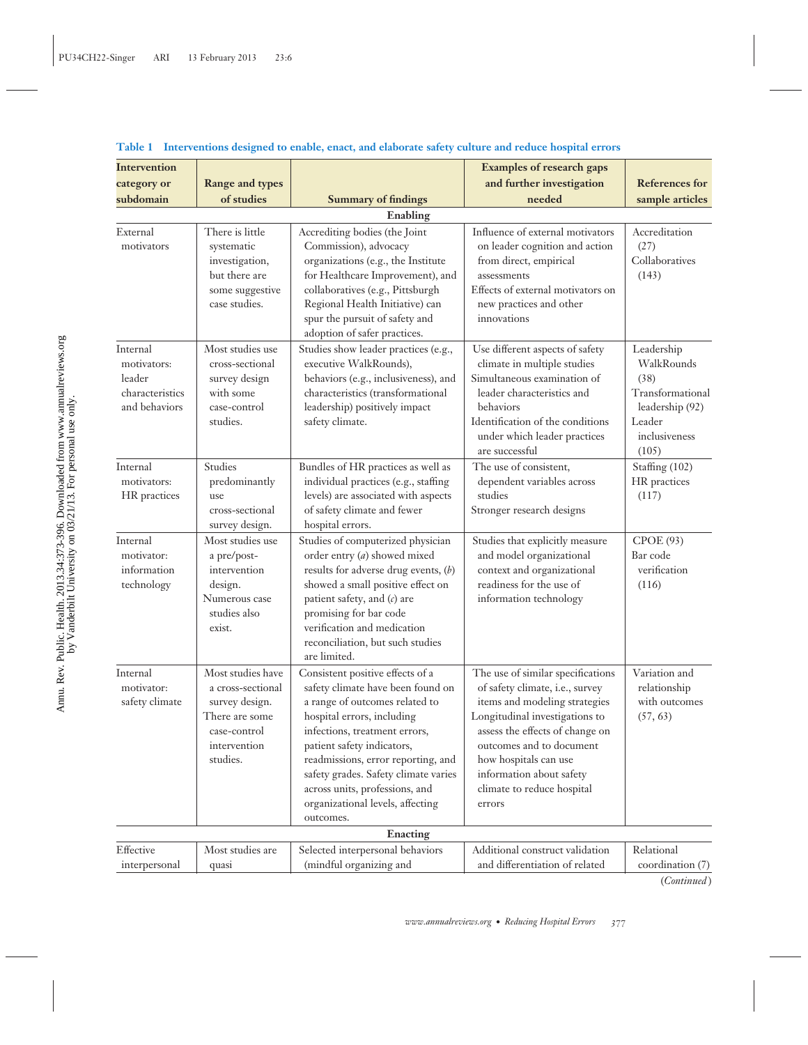**Table 1 Interventions designed to enable, enact, and elaborate safety culture and reduce hospital errors**

| Intervention category or subdomain | Range and types of studies | Summary of findings | Examples of research gaps and further investigation needed | References for sample articles |
|---|---|---|---|---|
| | | **Enabling** | | |
| External motivators | There is little systematic investigation, but there are some suggestive case studies. | Accrediting bodies (the Joint Commission), advocacy organizations (e.g., the Institute for Healthcare Improvement), and collaboratives (e.g., Pittsburgh Regional Health Initiative) can spur the pursuit of safety and adoption of safer practices. | Influence of external motivators on leader cognition and action from direct, empirical assessments<br>Effects of external motivators on new practices and other innovations | Accreditation (27)<br>Collaboratives (143) |
| Internal motivators: leader characteristics and behaviors | Most studies use cross-sectional survey design with some case-control studies. | Studies show leader practices (e.g., executive WalkRounds), behaviors (e.g., inclusiveness), and characteristics (transformational leadership) positively impact safety climate. | Use different aspects of safety climate in multiple studies<br>Simultaneous examination of leader characteristics and behaviors<br>Identification of the conditions under which leader practices are successful | Leadership WalkRounds (38)<br>Transformational leadership (92)<br>Leader inclusiveness (105) |
| Internal motivators: HR practices | Studies predominantly use cross-sectional survey design. | Bundles of HR practices as well as individual practices (e.g., staffing levels) are associated with aspects of safety climate and fewer hospital errors. | The use of consistent, dependent variables across studies<br>Stronger research designs | Staffing (102)<br>HR practices (117) |
| Internal motivator: information technology | Most studies use a pre/post-intervention design.<br>Numerous case studies also exist. | Studies of computerized physician order entry (*a*) showed mixed results for adverse drug events, (*b*) showed a small positive effect on patient safety, and (*c*) are promising for bar code verification and medication reconciliation, but such studies are limited. | Studies that explicitly measure and model organizational context and organizational readiness for the use of information technology | CPOE (93)<br>Bar code verification (116) |
| Internal motivator: safety climate | Most studies have a cross-sectional survey design.<br>There are some case-control intervention studies. | Consistent positive effects of a safety climate have been found on a range of outcomes related to hospital errors, including infections, treatment errors, patient safety indicators, readmissions, error reporting, and safety grades. Safety climate varies across units, professions, and organizational levels, affecting outcomes. | The use of similar specifications of safety climate, i.e., survey items and modeling strategies<br>Longitudinal investigations to assess the effects of change on outcomes and to document how hospitals can use information about safety climate to reduce hospital errors | Variation and relationship with outcomes (57, 63) |
| | | **Enacting** | | |
| Effective interpersonal | Most studies are quasi | Selected interpersonal behaviors (mindful organizing and | Additional construct validation and differentiation of related | Relational coordination (7) |

(*Continued*)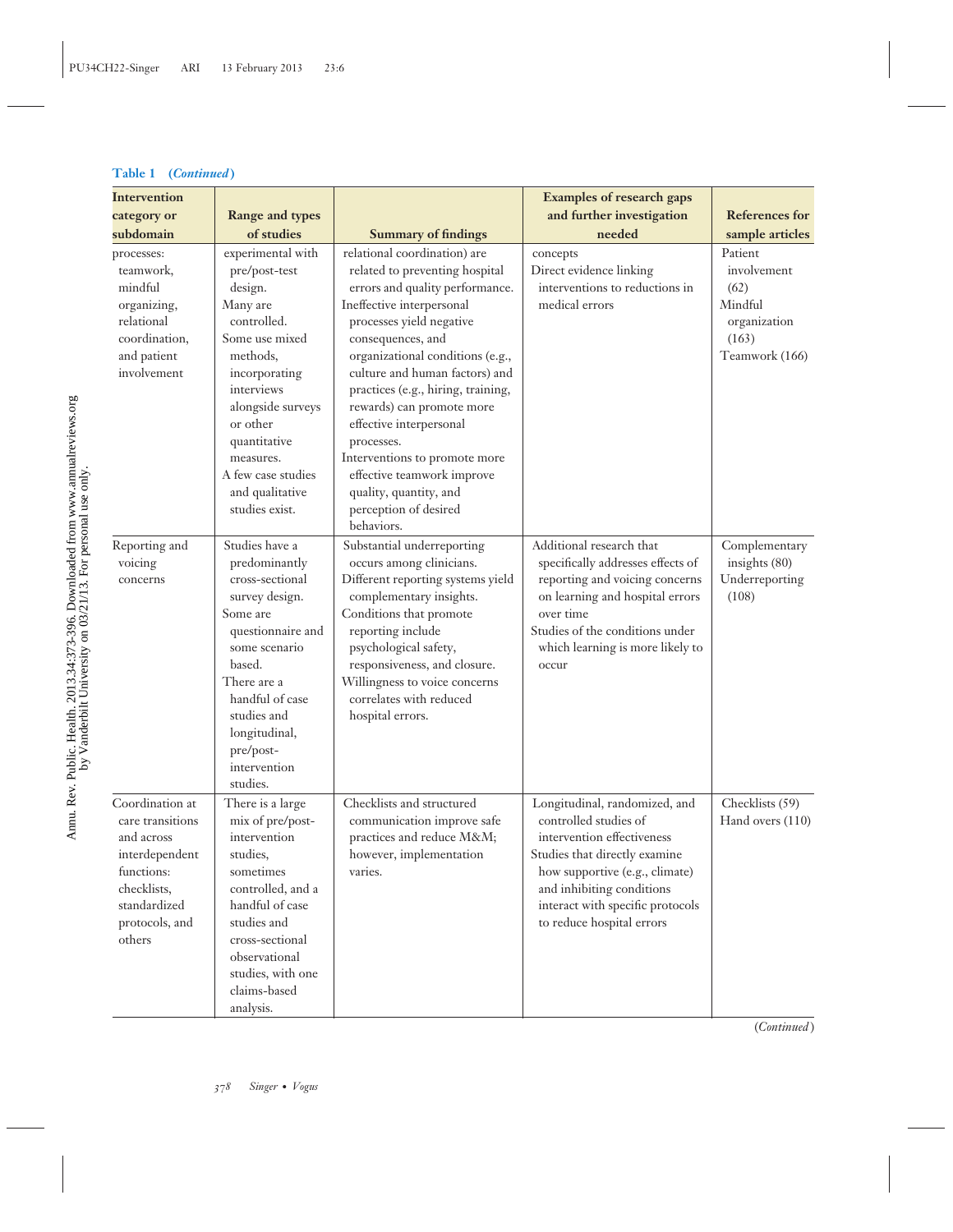**Table 1 (*Continued*)**

| Intervention category or subdomain | Range and types of studies | Summary of findings | Examples of research gaps and further investigation needed | References for sample articles |
|---|---|---|---|---|
| processes: teamwork, mindful organizing, relational coordination, and patient involvement | experimental with pre/post-test design. Many are controlled. Some use mixed methods, incorporating interviews alongside surveys or other quantitative measures. A few case studies and qualitative studies exist. | relational coordination) are related to preventing hospital errors and quality performance. Ineffective interpersonal processes yield negative consequences, and organizational conditions (e.g., culture and human factors) and practices (e.g., hiring, training, rewards) can promote more effective interpersonal processes. Interventions to promote more effective teamwork improve quality, quantity, and perception of desired behaviors. | concepts Direct evidence linking interventions to reductions in medical errors | Patient involvement (62) Mindful organization (163) Teamwork (166) |
| Reporting and voicing concerns | Studies have a predominantly cross-sectional survey design. Some are questionnaire and some scenario based. There are a handful of case studies and longitudinal, pre/post-intervention studies. | Substantial underreporting occurs among clinicians. Different reporting systems yield complementary insights. Conditions that promote reporting include psychological safety, responsiveness, and closure. Willingness to voice concerns correlates with reduced hospital errors. | Additional research that specifically addresses effects of reporting and voicing concerns on learning and hospital errors over time Studies of the conditions under which learning is more likely to occur | Complementary insights (80) Underreporting (108) |
| Coordination at care transitions and across interdependent functions: checklists, standardized protocols, and others | There is a large mix of pre/post-intervention studies, sometimes controlled, and a handful of case studies and cross-sectional observational studies, with one claims-based analysis. | Checklists and structured communication improve safe practices and reduce M&M; however, implementation varies. | Longitudinal, randomized, and controlled studies of intervention effectiveness Studies that directly examine how supportive (e.g., climate) and inhibiting conditions interact with specific protocols to reduce hospital errors | Checklists (59) Hand overs (110) |

(*Continued*)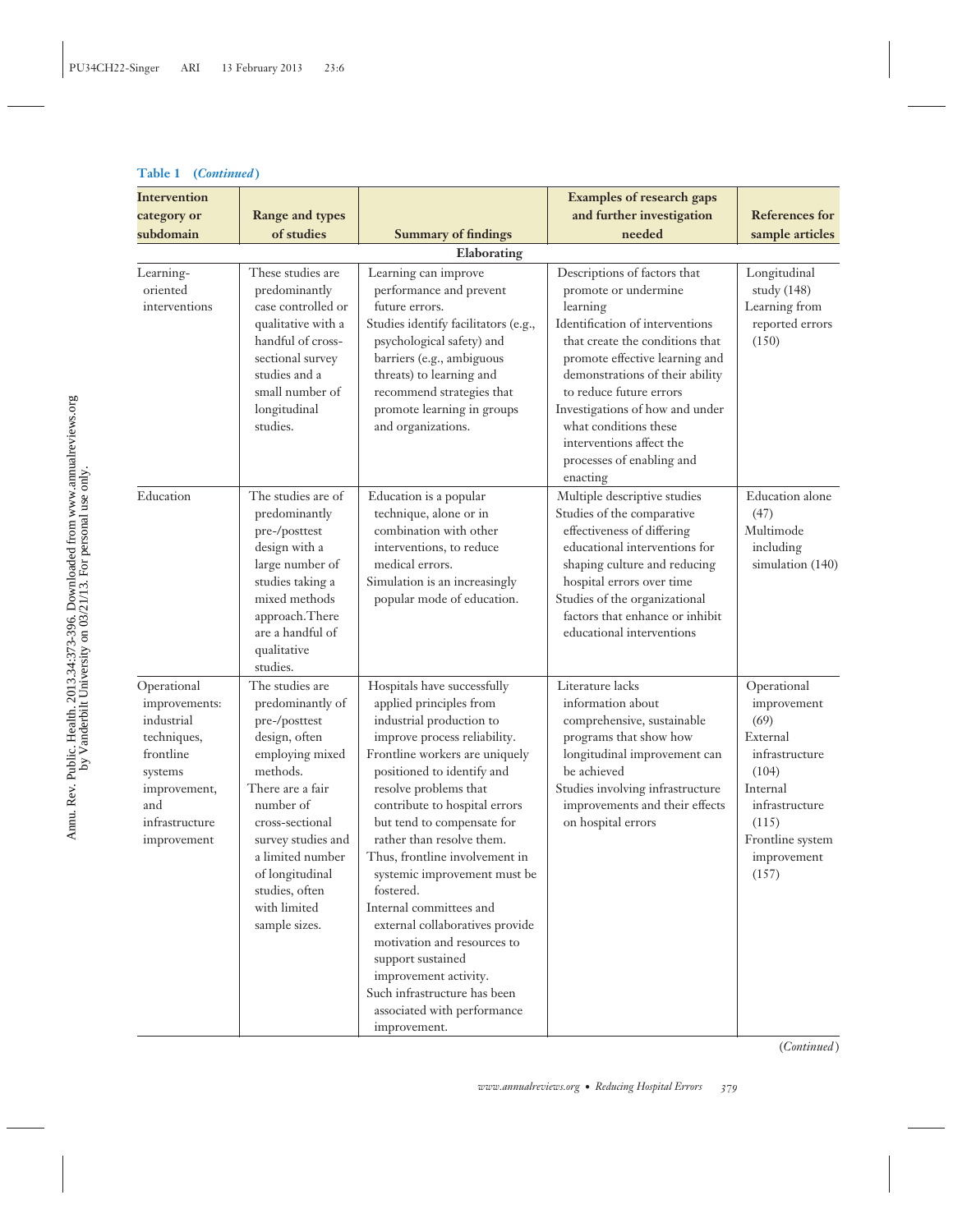**Table 1 (*Continued*)**

| Intervention category or subdomain | Range and types of studies | Summary of findings | Examples of research gaps and further investigation needed | References for sample articles |
|---|---|---|---|---|
| | | **Elaborating** | | |
| Learning-oriented interventions | These studies are predominantly case controlled or qualitative with a handful of cross-sectional survey studies and a small number of longitudinal studies. | Learning can improve performance and prevent future errors.<br>Studies identify facilitators (e.g., psychological safety) and barriers (e.g., ambiguous threats) to learning and recommend strategies that promote learning in groups and organizations. | Descriptions of factors that promote or undermine learning<br>Identification of interventions that create the conditions that promote effective learning and demonstrations of their ability to reduce future errors<br>Investigations of how and under what conditions these interventions affect the processes of enabling and enacting | Longitudinal study (148)<br>Learning from reported errors (150) |
| Education | The studies are of predominantly pre-/posttest design with a large number of studies taking a mixed methods approach. There are a handful of qualitative studies. | Education is a popular technique, alone or in combination with other interventions, to reduce medical errors.<br>Simulation is an increasingly popular mode of education. | Multiple descriptive studies<br>Studies of the comparative effectiveness of differing educational interventions for shaping culture and reducing hospital errors over time<br>Studies of the organizational factors that enhance or inhibit educational interventions | Education alone (47)<br>Multimode including simulation (140) |
| Operational improvements: industrial techniques, frontline systems improvement, and infrastructure improvement | The studies are predominantly of pre-/posttest design, often employing mixed methods.<br>There are a fair number of cross-sectional survey studies and a limited number of longitudinal studies, often with limited sample sizes. | Hospitals have successfully applied principles from industrial production to improve process reliability.<br>Frontline workers are uniquely positioned to identify and resolve problems that contribute to hospital errors but tend to compensate for rather than resolve them. Thus, frontline involvement in systemic improvement must be fostered.<br>Internal committees and external collaboratives provide motivation and resources to support sustained improvement activity.<br>Such infrastructure has been associated with performance improvement. | Literature lacks information about comprehensive, sustainable programs that show how longitudinal improvement can be achieved<br>Studies involving infrastructure improvements and their effects on hospital errors | Operational improvement (69)<br>External infrastructure (104)<br>Internal infrastructure (115)<br>Frontline system improvement (157) |

(*Continued*)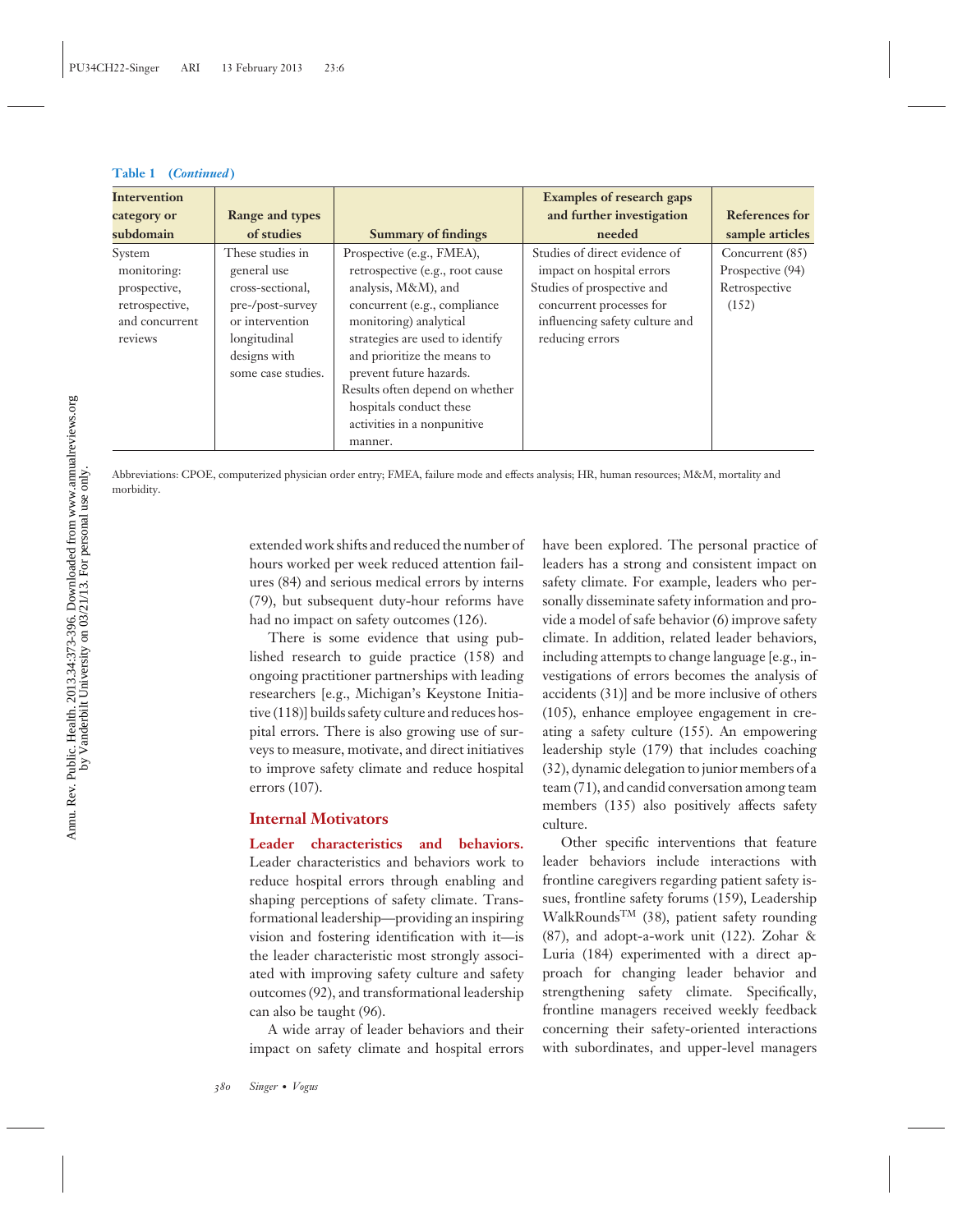**Table 1 (*Continued*)**

| Intervention category or subdomain | Range and types of studies | Summary of findings | Examples of research gaps and further investigation needed | References for sample articles |
|---|---|---|---|---|
| System monitoring: prospective, retrospective, and concurrent reviews | These studies in general use cross-sectional, pre-/post-survey or intervention longitudinal designs with some case studies. | Prospective (e.g., FMEA), retrospective (e.g., root cause analysis, M&M), and concurrent (e.g., compliance monitoring) analytical strategies are used to identify and prioritize the means to prevent future hazards.<br>Results often depend on whether hospitals conduct these activities in a nonpunitive manner. | Studies of direct evidence of impact on hospital errors<br>Studies of prospective and concurrent processes for influencing safety culture and reducing errors | Concurrent (85)<br>Prospective (94)<br>Retrospective (152) |

Abbreviations: CPOE, computerized physician order entry; FMEA, failure mode and effects analysis; HR, human resources; M&M, mortality and morbidity.

extended work shifts and reduced the number of hours worked per week reduced attention failures (84) and serious medical errors by interns (79), but subsequent duty-hour reforms have had no impact on safety outcomes (126).

There is some evidence that using published research to guide practice (158) and ongoing practitioner partnerships with leading researchers [e.g., Michigan's Keystone Initiative (118)] builds safety culture and reduces hospital errors. There is also growing use of surveys to measure, motivate, and direct initiatives to improve safety climate and reduce hospital errors (107).

## Internal Motivators

**Leader characteristics and behaviors.** Leader characteristics and behaviors work to reduce hospital errors through enabling and shaping perceptions of safety climate. Transformational leadership—providing an inspiring vision and fostering identification with it—is the leader characteristic most strongly associated with improving safety culture and safety outcomes (92), and transformational leadership can also be taught (96).

A wide array of leader behaviors and their impact on safety climate and hospital errors have been explored. The personal practice of leaders has a strong and consistent impact on safety climate. For example, leaders who personally disseminate safety information and provide a model of safe behavior (6) improve safety climate. In addition, related leader behaviors, including attempts to change language [e.g., investigations of errors becomes the analysis of accidents (31)] and be more inclusive of others (105), enhance employee engagement in creating a safety culture (155). An empowering leadership style (179) that includes coaching (32), dynamic delegation to junior members of a team (71), and candid conversation among team members (135) also positively affects safety culture.

Other specific interventions that feature leader behaviors include interactions with frontline caregivers regarding patient safety issues, frontline safety forums (159), Leadership WalkRounds™ (38), patient safety rounding (87), and adopt-a-work unit (122). Zohar & Luria (184) experimented with a direct approach for changing leader behavior and strengthening safety climate. Specifically, frontline managers received weekly feedback concerning their safety-oriented interactions with subordinates, and upper-level managers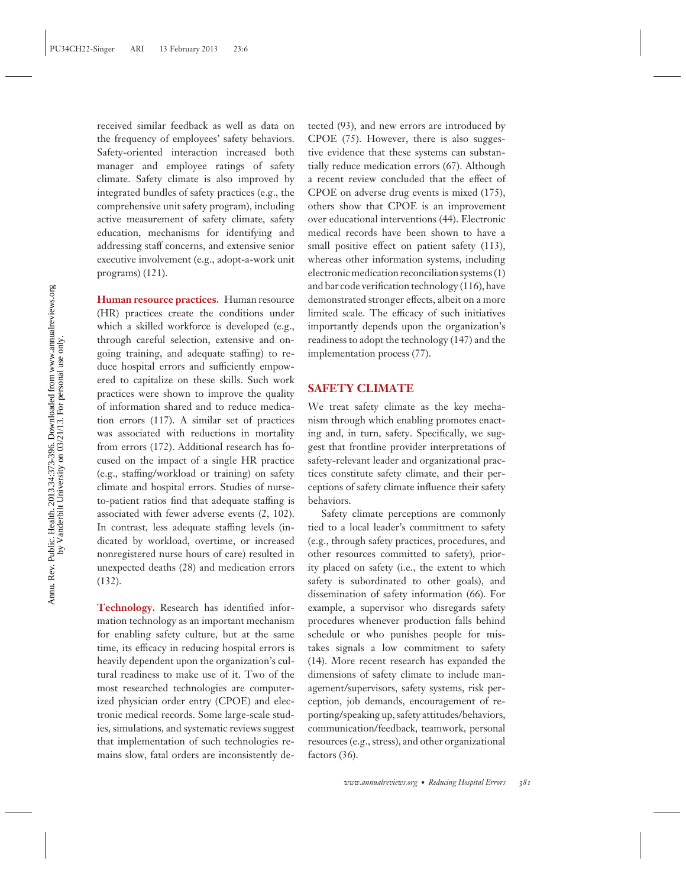received similar feedback as well as data on the frequency of employees' safety behaviors. Safety-oriented interaction increased both manager and employee ratings of safety climate. Safety climate is also improved by integrated bundles of safety practices (e.g., the comprehensive unit safety program), including active measurement of safety climate, safety education, mechanisms for identifying and addressing staff concerns, and extensive senior executive involvement (e.g., adopt-a-work unit programs) (121).

**Human resource practices.** Human resource (HR) practices create the conditions under which a skilled workforce is developed (e.g., through careful selection, extensive and ongoing training, and adequate staffing) to reduce hospital errors and sufficiently empowered to capitalize on these skills. Such work practices were shown to improve the quality of information shared and to reduce medication errors (117). A similar set of practices was associated with reductions in mortality from errors (172). Additional research has focused on the impact of a single HR practice (e.g., staffing/workload or training) on safety climate and hospital errors. Studies of nurse-to-patient ratios find that adequate staffing is associated with fewer adverse events (2, 102). In contrast, less adequate staffing levels (indicated by workload, overtime, or increased nonregistered nurse hours of care) resulted in unexpected deaths (28) and medication errors (132).

**Technology.** Research has identified information technology as an important mechanism for enabling safety culture, but at the same time, its efficacy in reducing hospital errors is heavily dependent upon the organization's cultural readiness to make use of it. Two of the most researched technologies are computerized physician order entry (CPOE) and electronic medical records. Some large-scale studies, simulations, and systematic reviews suggest that implementation of such technologies remains slow, fatal orders are inconsistently detected (93), and new errors are introduced by CPOE (75). However, there is also suggestive evidence that these systems can substantially reduce medication errors (67). Although a recent review concluded that the effect of CPOE on adverse drug events is mixed (175), others show that CPOE is an improvement over educational interventions (44). Electronic medical records have been shown to have a small positive effect on patient safety (113), whereas other information systems, including electronic medication reconciliation systems (1) and bar code verification technology (116), have demonstrated stronger effects, albeit on a more limited scale. The efficacy of such initiatives importantly depends upon the organization's readiness to adopt the technology (147) and the implementation process (77).

## SAFETY CLIMATE

We treat safety climate as the key mechanism through which enabling promotes enacting and, in turn, safety. Specifically, we suggest that frontline provider interpretations of safety-relevant leader and organizational practices constitute safety climate, and their perceptions of safety climate influence their safety behaviors.

Safety climate perceptions are commonly tied to a local leader's commitment to safety (e.g., through safety practices, procedures, and other resources committed to safety), priority placed on safety (i.e., the extent to which safety is subordinated to other goals), and dissemination of safety information (66). For example, a supervisor who disregards safety procedures whenever production falls behind schedule or who punishes people for mistakes signals a low commitment to safety (14). More recent research has expanded the dimensions of safety climate to include management/supervisors, safety systems, risk perception, job demands, encouragement of reporting/speaking up, safety attitudes/behaviors, communication/feedback, teamwork, personal resources (e.g., stress), and other organizational factors (36).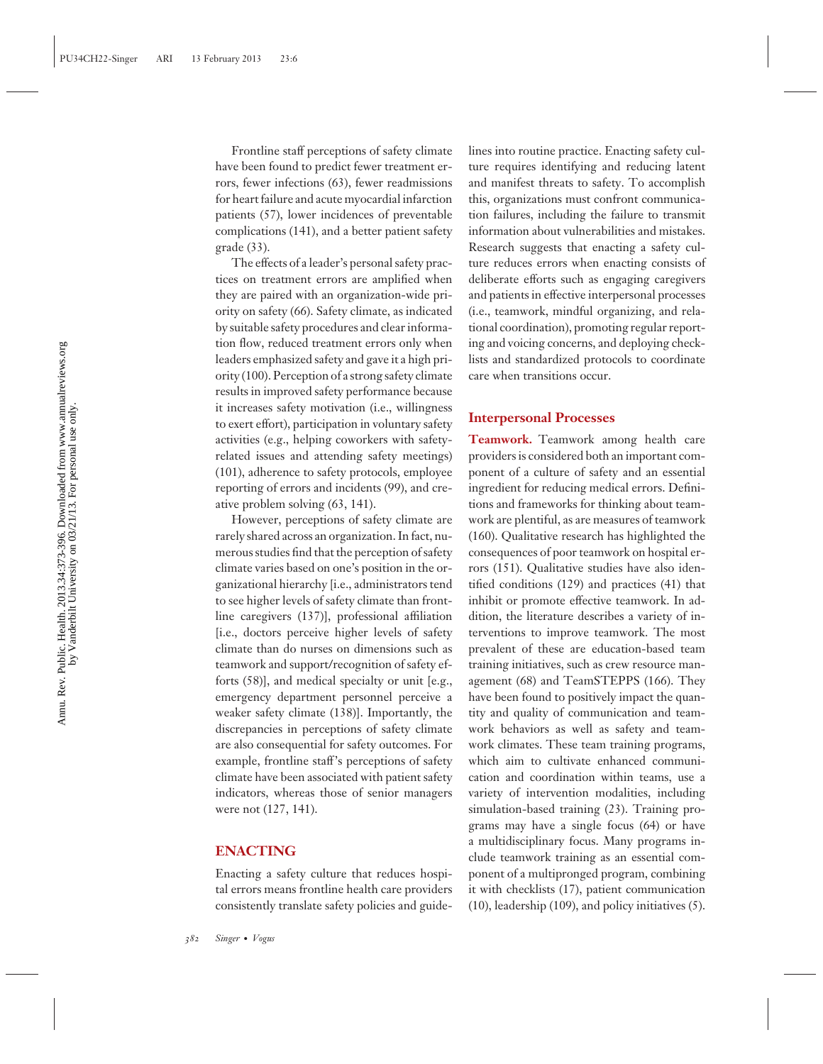Frontline staff perceptions of safety climate have been found to predict fewer treatment errors, fewer infections (63), fewer readmissions for heart failure and acute myocardial infarction patients (57), lower incidences of preventable complications (141), and a better patient safety grade (33).

The effects of a leader's personal safety practices on treatment errors are amplified when they are paired with an organization-wide priority on safety (66). Safety climate, as indicated by suitable safety procedures and clear information flow, reduced treatment errors only when leaders emphasized safety and gave it a high priority (100). Perception of a strong safety climate results in improved safety performance because it increases safety motivation (i.e., willingness to exert effort), participation in voluntary safety activities (e.g., helping coworkers with safety-related issues and attending safety meetings) (101), adherence to safety protocols, employee reporting of errors and incidents (99), and creative problem solving (63, 141).

However, perceptions of safety climate are rarely shared across an organization. In fact, numerous studies find that the perception of safety climate varies based on one's position in the organizational hierarchy [i.e., administrators tend to see higher levels of safety climate than frontline caregivers (137)], professional affiliation [i.e., doctors perceive higher levels of safety climate than do nurses on dimensions such as teamwork and support/recognition of safety efforts (58)], and medical specialty or unit [e.g., emergency department personnel perceive a weaker safety climate (138)]. Importantly, the discrepancies in perceptions of safety climate are also consequential for safety outcomes. For example, frontline staff's perceptions of safety climate have been associated with patient safety indicators, whereas those of senior managers were not (127, 141).

## ENACTING

Enacting a safety culture that reduces hospital errors means frontline health care providers consistently translate safety policies and guidelines into routine practice. Enacting safety culture requires identifying and reducing latent and manifest threats to safety. To accomplish this, organizations must confront communication failures, including the failure to transmit information about vulnerabilities and mistakes. Research suggests that enacting a safety culture reduces errors when enacting consists of deliberate efforts such as engaging caregivers and patients in effective interpersonal processes (i.e., teamwork, mindful organizing, and relational coordination), promoting regular reporting and voicing concerns, and deploying checklists and standardized protocols to coordinate care when transitions occur.

### Interpersonal Processes

**Teamwork.** Teamwork among health care providers is considered both an important component of a culture of safety and an essential ingredient for reducing medical errors. Definitions and frameworks for thinking about teamwork are plentiful, as are measures of teamwork (160). Qualitative research has highlighted the consequences of poor teamwork on hospital errors (151). Qualitative studies have also identified conditions (129) and practices (41) that inhibit or promote effective teamwork. In addition, the literature describes a variety of interventions to improve teamwork. The most prevalent of these are education-based team training initiatives, such as crew resource management (68) and TeamSTEPPS (166). They have been found to positively impact the quantity and quality of communication and teamwork behaviors as well as safety and teamwork climates. These team training programs, which aim to cultivate enhanced communication and coordination within teams, use a variety of intervention modalities, including simulation-based training (23). Training programs may have a single focus (64) or have a multidisciplinary focus. Many programs include teamwork training as an essential component of a multipronged program, combining it with checklists (17), patient communication (10), leadership (109), and policy initiatives (5).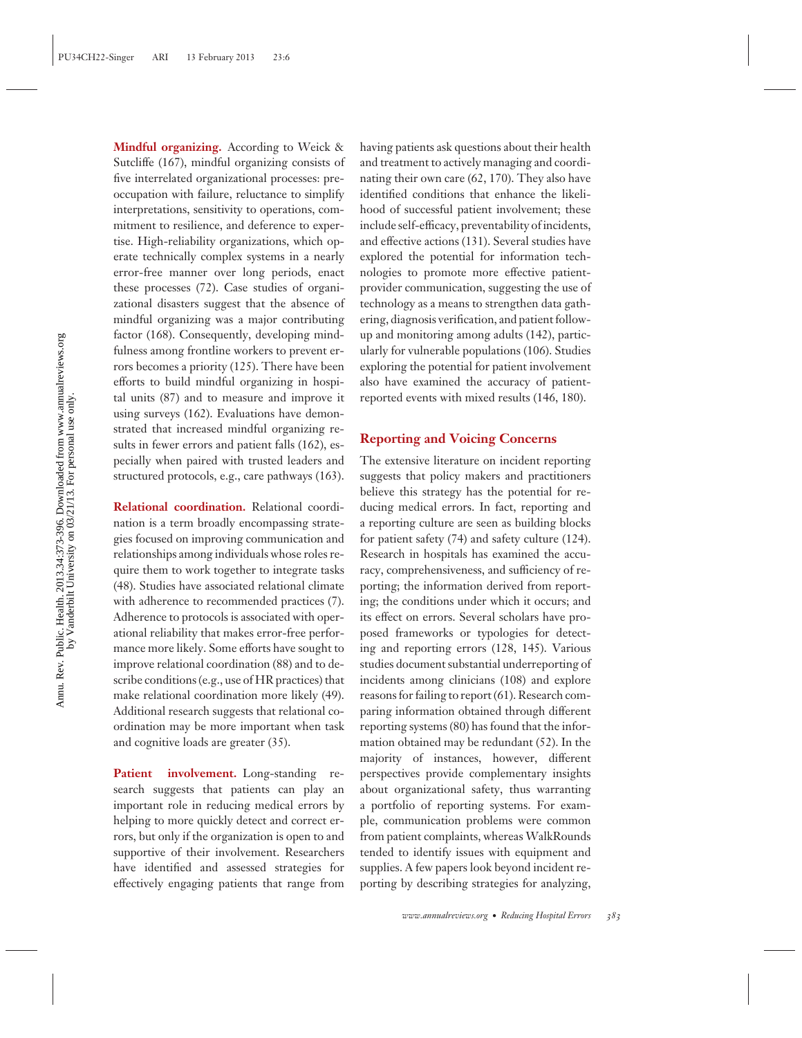**Mindful organizing.** According to Weick & Sutcliffe (167), mindful organizing consists of five interrelated organizational processes: preoccupation with failure, reluctance to simplify interpretations, sensitivity to operations, commitment to resilience, and deference to expertise. High-reliability organizations, which operate technically complex systems in a nearly error-free manner over long periods, enact these processes (72). Case studies of organizational disasters suggest that the absence of mindful organizing was a major contributing factor (168). Consequently, developing mindfulness among frontline workers to prevent errors becomes a priority (125). There have been efforts to build mindful organizing in hospital units (87) and to measure and improve it using surveys (162). Evaluations have demonstrated that increased mindful organizing results in fewer errors and patient falls (162), especially when paired with trusted leaders and structured protocols, e.g., care pathways (163).

**Relational coordination.** Relational coordination is a term broadly encompassing strategies focused on improving communication and relationships among individuals whose roles require them to work together to integrate tasks (48). Studies have associated relational climate with adherence to recommended practices (7). Adherence to protocols is associated with operational reliability that makes error-free performance more likely. Some efforts have sought to improve relational coordination (88) and to describe conditions (e.g., use of HR practices) that make relational coordination more likely (49). Additional research suggests that relational coordination may be more important when task and cognitive loads are greater (35).

**Patient involvement.** Long-standing research suggests that patients can play an important role in reducing medical errors by helping to more quickly detect and correct errors, but only if the organization is open to and supportive of their involvement. Researchers have identified and assessed strategies for effectively engaging patients that range from having patients ask questions about their health and treatment to actively managing and coordinating their own care (62, 170). They also have identified conditions that enhance the likelihood of successful patient involvement; these include self-efficacy, preventability of incidents, and effective actions (131). Several studies have explored the potential for information technologies to promote more effective patient-provider communication, suggesting the use of technology as a means to strengthen data gathering, diagnosis verification, and patient follow-up and monitoring among adults (142), particularly for vulnerable populations (106). Studies exploring the potential for patient involvement also have examined the accuracy of patient-reported events with mixed results (146, 180).

## Reporting and Voicing Concerns

The extensive literature on incident reporting suggests that policy makers and practitioners believe this strategy has the potential for reducing medical errors. In fact, reporting and a reporting culture are seen as building blocks for patient safety (74) and safety culture (124). Research in hospitals has examined the accuracy, comprehensiveness, and sufficiency of reporting; the information derived from reporting; the conditions under which it occurs; and its effect on errors. Several scholars have proposed frameworks or typologies for detecting and reporting errors (128, 145). Various studies document substantial underreporting of incidents among clinicians (108) and explore reasons for failing to report (61). Research comparing information obtained through different reporting systems (80) has found that the information obtained may be redundant (52). In the majority of instances, however, different perspectives provide complementary insights about organizational safety, thus warranting a portfolio of reporting systems. For example, communication problems were common from patient complaints, whereas WalkRounds tended to identify issues with equipment and supplies. A few papers look beyond incident reporting by describing strategies for analyzing,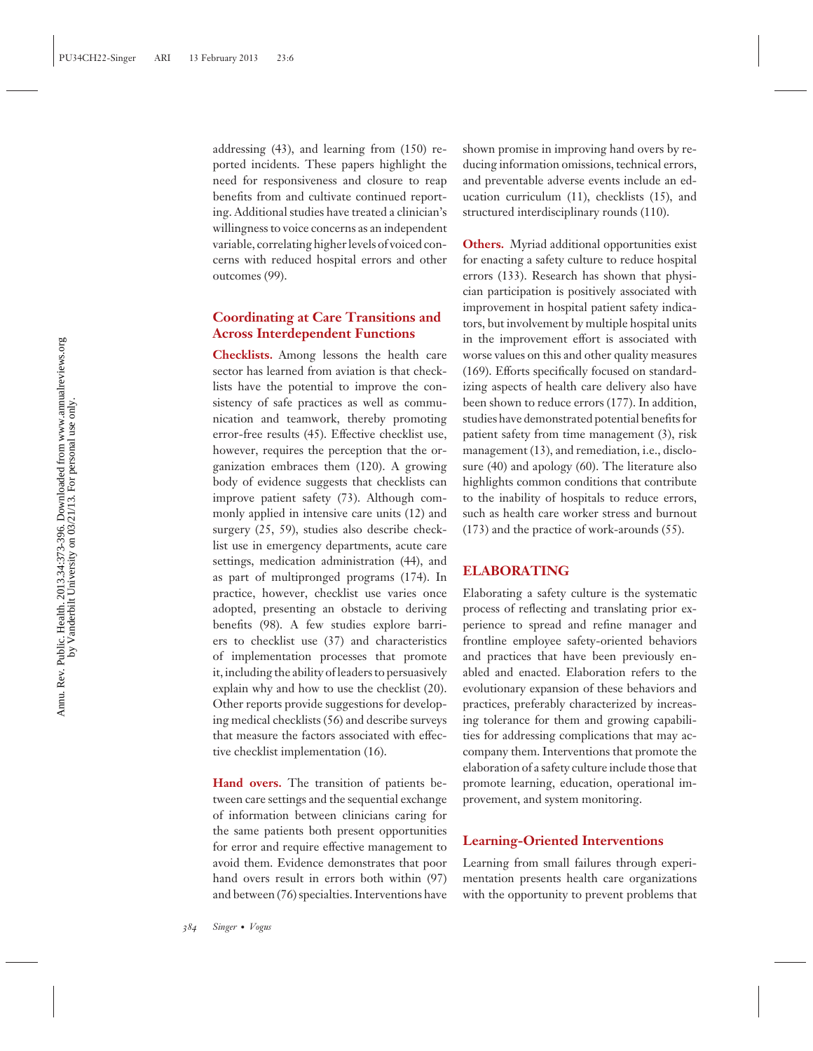addressing (43), and learning from (150) reported incidents. These papers highlight the need for responsiveness and closure to reap benefits from and cultivate continued reporting. Additional studies have treated a clinician's willingness to voice concerns as an independent variable, correlating higher levels of voiced concerns with reduced hospital errors and other outcomes (99).

### Coordinating at Care Transitions and Across Interdependent Functions

**Checklists.** Among lessons the health care sector has learned from aviation is that checklists have the potential to improve the consistency of safe practices as well as communication and teamwork, thereby promoting error-free results (45). Effective checklist use, however, requires the perception that the organization embraces them (120). A growing body of evidence suggests that checklists can improve patient safety (73). Although commonly applied in intensive care units (12) and surgery (25, 59), studies also describe checklist use in emergency departments, acute care settings, medication administration (44), and as part of multipronged programs (174). In practice, however, checklist use varies once adopted, presenting an obstacle to deriving benefits (98). A few studies explore barriers to checklist use (37) and characteristics of implementation processes that promote it, including the ability of leaders to persuasively explain why and how to use the checklist (20). Other reports provide suggestions for developing medical checklists (56) and describe surveys that measure the factors associated with effective checklist implementation (16).

**Hand overs.** The transition of patients between care settings and the sequential exchange of information between clinicians caring for the same patients both present opportunities for error and require effective management to avoid them. Evidence demonstrates that poor hand overs result in errors both within (97) and between (76) specialties. Interventions have shown promise in improving hand overs by reducing information omissions, technical errors, and preventable adverse events include an education curriculum (11), checklists (15), and structured interdisciplinary rounds (110).

**Others.** Myriad additional opportunities exist for enacting a safety culture to reduce hospital errors (133). Research has shown that physician participation is positively associated with improvement in hospital patient safety indicators, but involvement by multiple hospital units in the improvement effort is associated with worse values on this and other quality measures (169). Efforts specifically focused on standardizing aspects of health care delivery also have been shown to reduce errors (177). In addition, studies have demonstrated potential benefits for patient safety from time management (3), risk management (13), and remediation, i.e., disclosure (40) and apology (60). The literature also highlights common conditions that contribute to the inability of hospitals to reduce errors, such as health care worker stress and burnout (173) and the practice of work-arounds (55).

## ELABORATING

Elaborating a safety culture is the systematic process of reflecting and translating prior experience to spread and refine manager and frontline employee safety-oriented behaviors and practices that have been previously enabled and enacted. Elaboration refers to the evolutionary expansion of these behaviors and practices, preferably characterized by increasing tolerance for them and growing capabilities for addressing complications that may accompany them. Interventions that promote the elaboration of a safety culture include those that promote learning, education, operational improvement, and system monitoring.

### Learning-Oriented Interventions

Learning from small failures through experimentation presents health care organizations with the opportunity to prevent problems that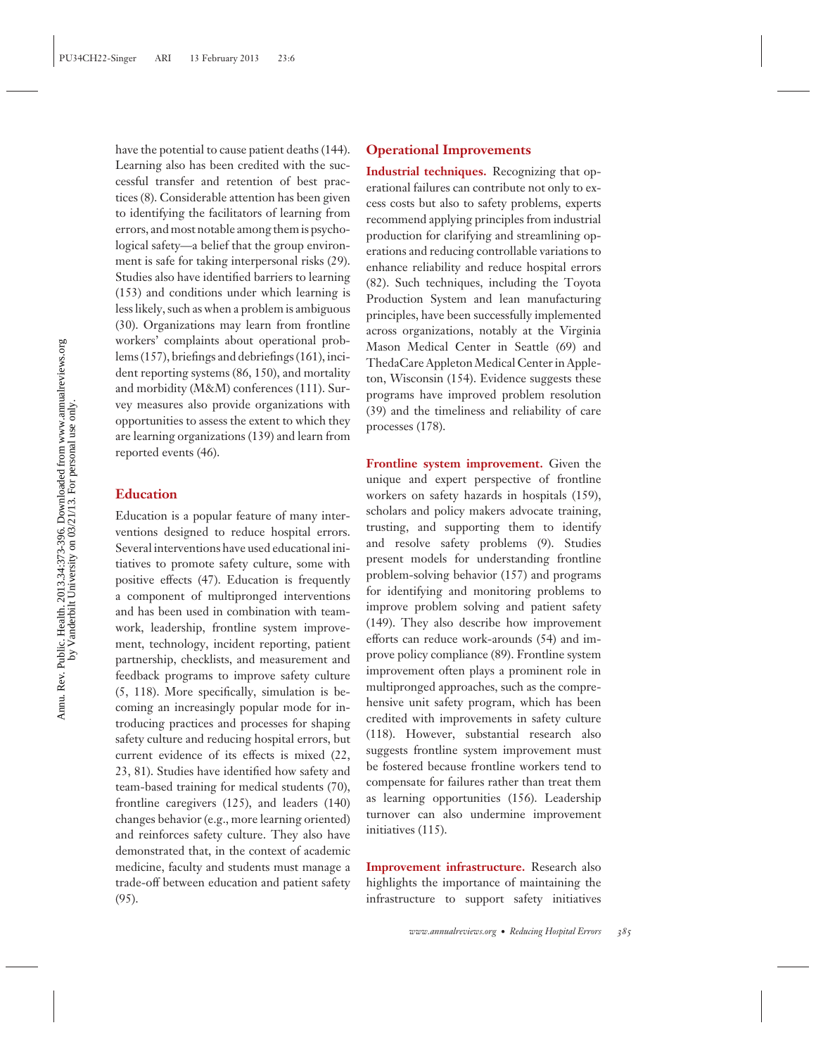have the potential to cause patient deaths (144). Learning also has been credited with the successful transfer and retention of best practices (8). Considerable attention has been given to identifying the facilitators of learning from errors, and most notable among them is psychological safety—a belief that the group environment is safe for taking interpersonal risks (29). Studies also have identified barriers to learning (153) and conditions under which learning is less likely, such as when a problem is ambiguous (30). Organizations may learn from frontline workers' complaints about operational problems (157), briefings and debriefings (161), incident reporting systems (86, 150), and mortality and morbidity (M&M) conferences (111). Survey measures also provide organizations with opportunities to assess the extent to which they are learning organizations (139) and learn from reported events (46).

## Education

Education is a popular feature of many interventions designed to reduce hospital errors. Several interventions have used educational initiatives to promote safety culture, some with positive effects (47). Education is frequently a component of multipronged interventions and has been used in combination with teamwork, leadership, frontline system improvement, technology, incident reporting, patient partnership, checklists, and measurement and feedback programs to improve safety culture (5, 118). More specifically, simulation is becoming an increasingly popular mode for introducing practices and processes for shaping safety culture and reducing hospital errors, but current evidence of its effects is mixed (22, 23, 81). Studies have identified how safety and team-based training for medical students (70), frontline caregivers (125), and leaders (140) changes behavior (e.g., more learning oriented) and reinforces safety culture. They also have demonstrated that, in the context of academic medicine, faculty and students must manage a trade-off between education and patient safety (95).

## Operational Improvements

**Industrial techniques.** Recognizing that operational failures can contribute not only to excess costs but also to safety problems, experts recommend applying principles from industrial production for clarifying and streamlining operations and reducing controllable variations to enhance reliability and reduce hospital errors (82). Such techniques, including the Toyota Production System and lean manufacturing principles, have been successfully implemented across organizations, notably at the Virginia Mason Medical Center in Seattle (69) and ThedaCare Appleton Medical Center in Appleton, Wisconsin (154). Evidence suggests these programs have improved problem resolution (39) and the timeliness and reliability of care processes (178).

**Frontline system improvement.** Given the unique and expert perspective of frontline workers on safety hazards in hospitals (159), scholars and policy makers advocate training, trusting, and supporting them to identify and resolve safety problems (9). Studies present models for understanding frontline problem-solving behavior (157) and programs for identifying and monitoring problems to improve problem solving and patient safety (149). They also describe how improvement efforts can reduce work-arounds (54) and improve policy compliance (89). Frontline system improvement often plays a prominent role in multipronged approaches, such as the comprehensive unit safety program, which has been credited with improvements in safety culture (118). However, substantial research also suggests frontline system improvement must be fostered because frontline workers tend to compensate for failures rather than treat them as learning opportunities (156). Leadership turnover can also undermine improvement initiatives (115).

**Improvement infrastructure.** Research also highlights the importance of maintaining the infrastructure to support safety initiatives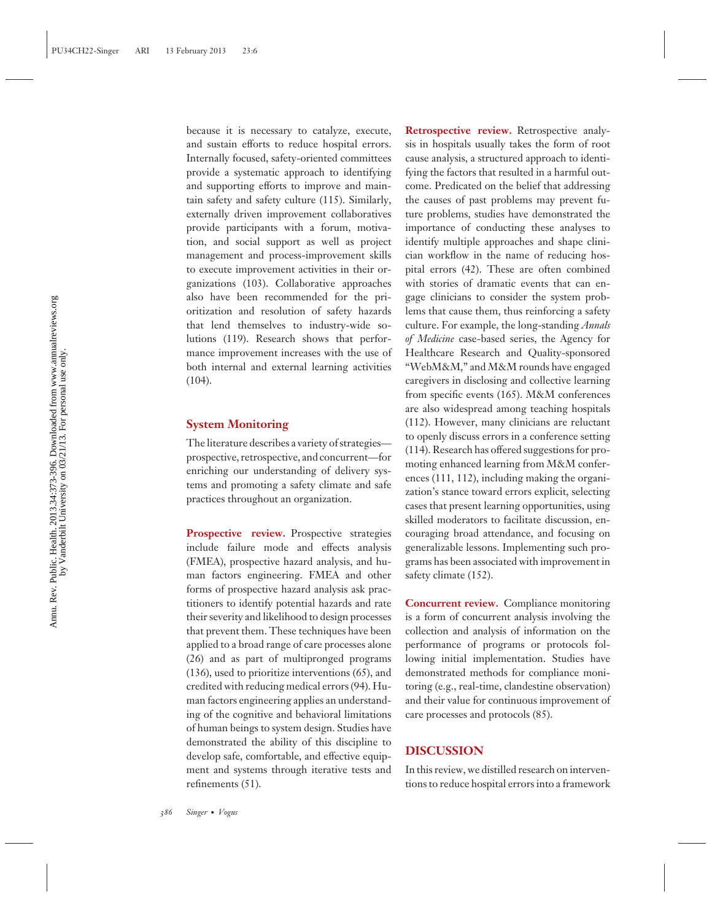because it is necessary to catalyze, execute, and sustain efforts to reduce hospital errors. Internally focused, safety-oriented committees provide a systematic approach to identifying and supporting efforts to improve and maintain safety and safety culture (115). Similarly, externally driven improvement collaboratives provide participants with a forum, motivation, and social support as well as project management and process-improvement skills to execute improvement activities in their organizations (103). Collaborative approaches also have been recommended for the prioritization and resolution of safety hazards that lend themselves to industry-wide solutions (119). Research shows that performance improvement increases with the use of both internal and external learning activities (104).

### System Monitoring

The literature describes a variety of strategies—prospective, retrospective, and concurrent—for enriching our understanding of delivery systems and promoting a safety climate and safe practices throughout an organization.

**Prospective review.** Prospective strategies include failure mode and effects analysis (FMEA), prospective hazard analysis, and human factors engineering. FMEA and other forms of prospective hazard analysis ask practitioners to identify potential hazards and rate their severity and likelihood to design processes that prevent them. These techniques have been applied to a broad range of care processes alone (26) and as part of multipronged programs (136), used to prioritize interventions (65), and credited with reducing medical errors (94). Human factors engineering applies an understanding of the cognitive and behavioral limitations of human beings to system design. Studies have demonstrated the ability of this discipline to develop safe, comfortable, and effective equipment and systems through iterative tests and refinements (51).

**Retrospective review.** Retrospective analysis in hospitals usually takes the form of root cause analysis, a structured approach to identifying the factors that resulted in a harmful outcome. Predicated on the belief that addressing the causes of past problems may prevent future problems, studies have demonstrated the importance of conducting these analyses to identify multiple approaches and shape clinician workflow in the name of reducing hospital errors (42). These are often combined with stories of dramatic events that can engage clinicians to consider the system problems that cause them, thus reinforcing a safety culture. For example, the long-standing *Annals of Medicine* case-based series, the Agency for Healthcare Research and Quality-sponsored "WebM&M," and M&M rounds have engaged caregivers in disclosing and collective learning from specific events (165). M&M conferences are also widespread among teaching hospitals (112). However, many clinicians are reluctant to openly discuss errors in a conference setting (114). Research has offered suggestions for promoting enhanced learning from M&M conferences (111, 112), including making the organization's stance toward errors explicit, selecting cases that present learning opportunities, using skilled moderators to facilitate discussion, encouraging broad attendance, and focusing on generalizable lessons. Implementing such programs has been associated with improvement in safety climate (152).

**Concurrent review.** Compliance monitoring is a form of concurrent analysis involving the collection and analysis of information on the performance of programs or protocols following initial implementation. Studies have demonstrated methods for compliance monitoring (e.g., real-time, clandestine observation) and their value for continuous improvement of care processes and protocols (85).

## DISCUSSION

In this review, we distilled research on interventions to reduce hospital errors into a framework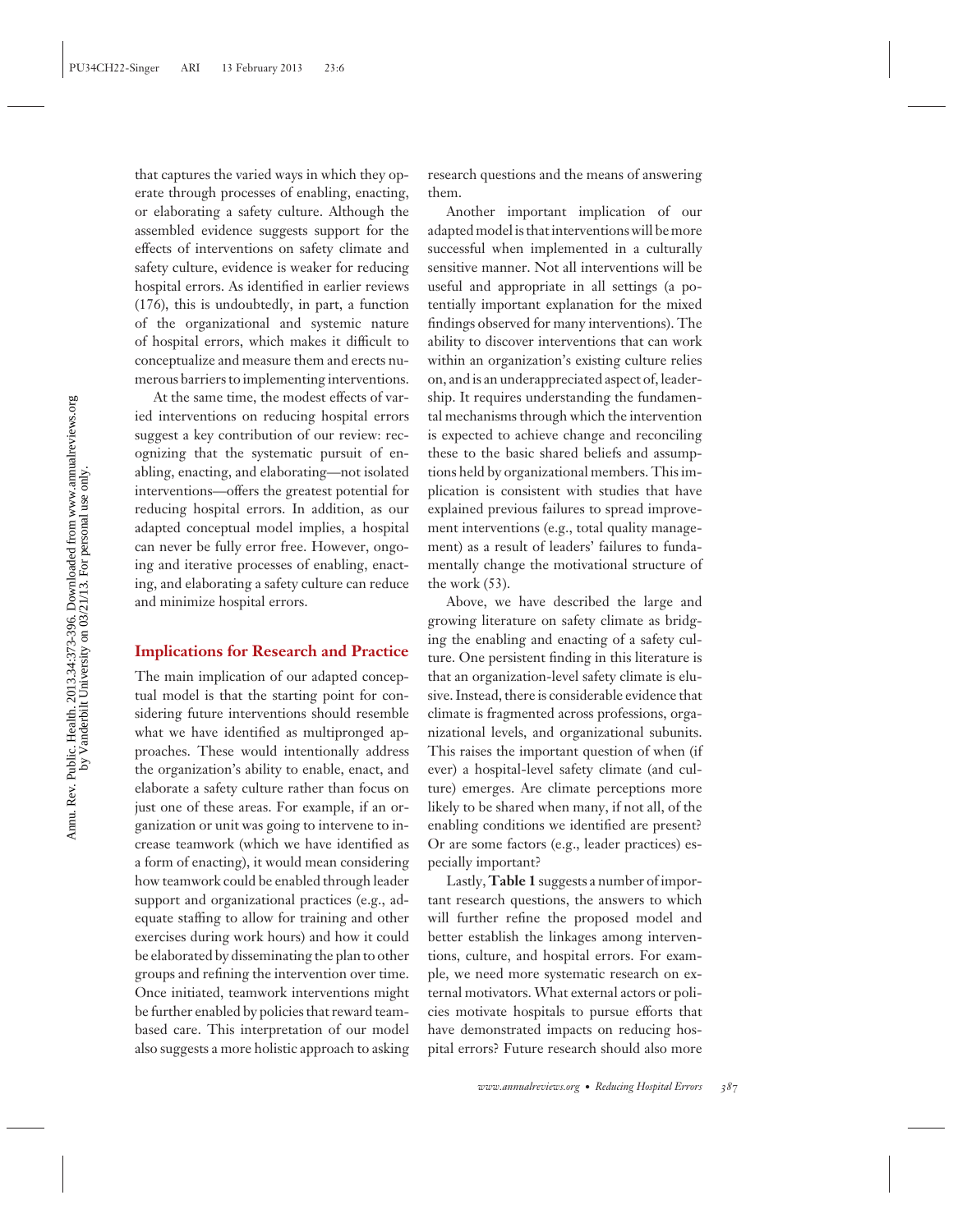that captures the varied ways in which they operate through processes of enabling, enacting, or elaborating a safety culture. Although the assembled evidence suggests support for the effects of interventions on safety climate and safety culture, evidence is weaker for reducing hospital errors. As identified in earlier reviews (176), this is undoubtedly, in part, a function of the organizational and systemic nature of hospital errors, which makes it difficult to conceptualize and measure them and erects numerous barriers to implementing interventions.

At the same time, the modest effects of varied interventions on reducing hospital errors suggest a key contribution of our review: recognizing that the systematic pursuit of enabling, enacting, and elaborating—not isolated interventions—offers the greatest potential for reducing hospital errors. In addition, as our adapted conceptual model implies, a hospital can never be fully error free. However, ongoing and iterative processes of enabling, enacting, and elaborating a safety culture can reduce and minimize hospital errors.

## Implications for Research and Practice

The main implication of our adapted conceptual model is that the starting point for considering future interventions should resemble what we have identified as multipronged approaches. These would intentionally address the organization's ability to enable, enact, and elaborate a safety culture rather than focus on just one of these areas. For example, if an organization or unit was going to intervene to increase teamwork (which we have identified as a form of enacting), it would mean considering how teamwork could be enabled through leader support and organizational practices (e.g., adequate staffing to allow for training and other exercises during work hours) and how it could be elaborated by disseminating the plan to other groups and refining the intervention over time. Once initiated, teamwork interventions might be further enabled by policies that reward team-based care. This interpretation of our model also suggests a more holistic approach to asking research questions and the means of answering them.

Another important implication of our adapted model is that interventions will be more successful when implemented in a culturally sensitive manner. Not all interventions will be useful and appropriate in all settings (a potentially important explanation for the mixed findings observed for many interventions). The ability to discover interventions that can work within an organization's existing culture relies on, and is an underappreciated aspect of, leadership. It requires understanding the fundamental mechanisms through which the intervention is expected to achieve change and reconciling these to the basic shared beliefs and assumptions held by organizational members. This implication is consistent with studies that have explained previous failures to spread improvement interventions (e.g., total quality management) as a result of leaders' failures to fundamentally change the motivational structure of the work (53).

Above, we have described the large and growing literature on safety climate as bridging the enabling and enacting of a safety culture. One persistent finding in this literature is that an organization-level safety climate is elusive. Instead, there is considerable evidence that climate is fragmented across professions, organizational levels, and organizational subunits. This raises the important question of when (if ever) a hospital-level safety climate (and culture) emerges. Are climate perceptions more likely to be shared when many, if not all, of the enabling conditions we identified are present? Or are some factors (e.g., leader practices) especially important?

Lastly, **Table 1** suggests a number of important research questions, the answers to which will further refine the proposed model and better establish the linkages among interventions, culture, and hospital errors. For example, we need more systematic research on external motivators. What external actors or policies motivate hospitals to pursue efforts that have demonstrated impacts on reducing hospital errors? Future research should also more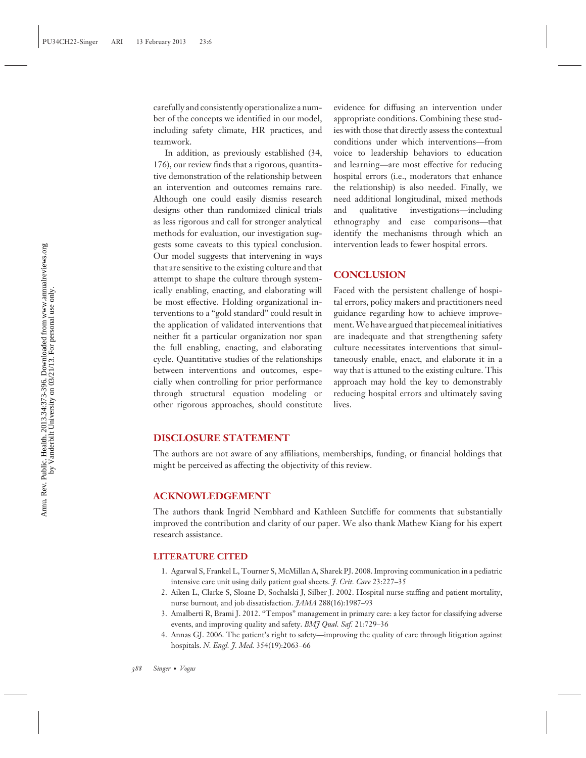carefully and consistently operationalize a number of the concepts we identified in our model, including safety climate, HR practices, and teamwork.

In addition, as previously established (34, 176), our review finds that a rigorous, quantitative demonstration of the relationship between an intervention and outcomes remains rare. Although one could easily dismiss research designs other than randomized clinical trials as less rigorous and call for stronger analytical methods for evaluation, our investigation suggests some caveats to this typical conclusion. Our model suggests that intervening in ways that are sensitive to the existing culture and that attempt to shape the culture through systemically enabling, enacting, and elaborating will be most effective. Holding organizational interventions to a "gold standard" could result in the application of validated interventions that neither fit a particular organization nor span the full enabling, enacting, and elaborating cycle. Quantitative studies of the relationships between interventions and outcomes, especially when controlling for prior performance through structural equation modeling or other rigorous approaches, should constitute evidence for diffusing an intervention under appropriate conditions. Combining these studies with those that directly assess the contextual conditions under which interventions—from voice to leadership behaviors to education and learning—are most effective for reducing hospital errors (i.e., moderators that enhance the relationship) is also needed. Finally, we need additional longitudinal, mixed methods and qualitative investigations—including ethnography and case comparisons—that identify the mechanisms through which an intervention leads to fewer hospital errors.

## CONCLUSION

Faced with the persistent challenge of hospital errors, policy makers and practitioners need guidance regarding how to achieve improvement. We have argued that piecemeal initiatives are inadequate and that strengthening safety culture necessitates interventions that simultaneously enable, enact, and elaborate it in a way that is attuned to the existing culture. This approach may hold the key to demonstrably reducing hospital errors and ultimately saving lives.

## DISCLOSURE STATEMENT

The authors are not aware of any affiliations, memberships, funding, or financial holdings that might be perceived as affecting the objectivity of this review.

## ACKNOWLEDGEMENT

The authors thank Ingrid Nembhard and Kathleen Sutcliffe for comments that substantially improved the contribution and clarity of our paper. We also thank Mathew Kiang for his expert research assistance.

## LITERATURE CITED

1. Agarwal S, Frankel L, Tourner S, McMillan A, Sharek PJ. 2008. Improving communication in a pediatric intensive care unit using daily patient goal sheets. *J. Crit. Care* 23:227–35
2. Aiken L, Clarke S, Sloane D, Sochalski J, Silber J. 2002. Hospital nurse staffing and patient mortality, nurse burnout, and job dissatisfaction. *JAMA* 288(16):1987–93
3. Amalberti R, Brami J. 2012. "Tempos" management in primary care: a key factor for classifying adverse events, and improving quality and safety. *BMJ Qual. Saf.* 21:729–36
4. Annas GJ. 2006. The patient's right to safety—improving the quality of care through litigation against hospitals. *N. Engl. J. Med.* 354(19):2063–66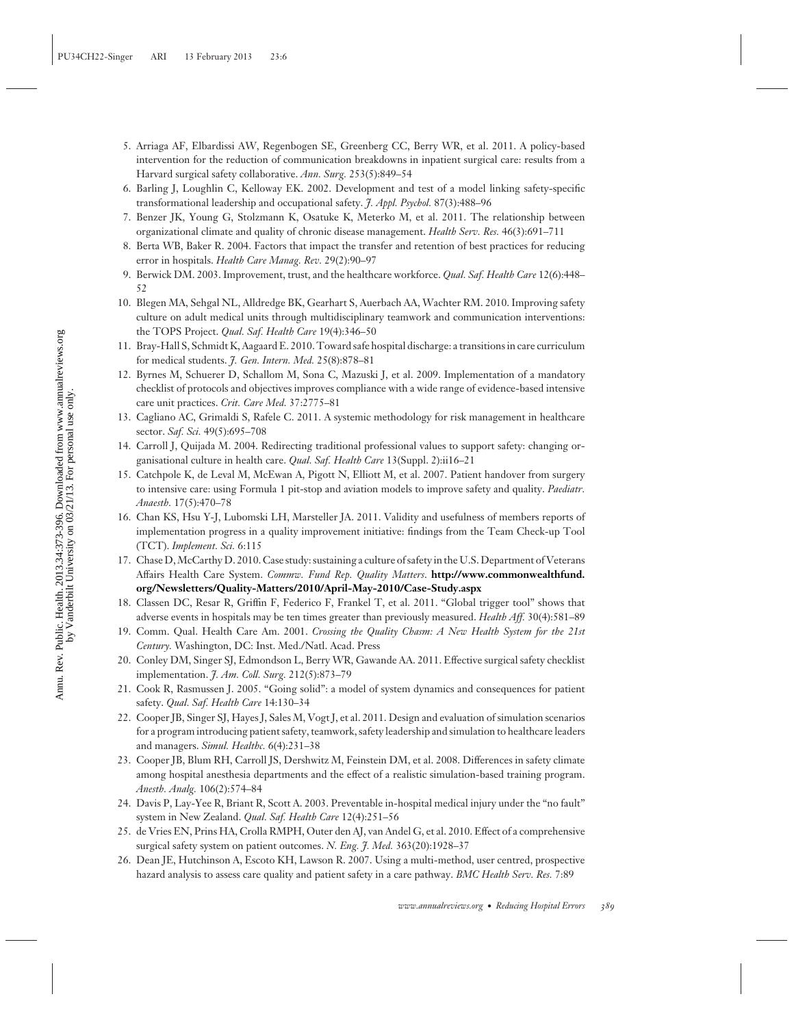5. Arriaga AF, Elbardissi AW, Regenbogen SE, Greenberg CC, Berry WR, et al. 2011. A policy-based intervention for the reduction of communication breakdowns in inpatient surgical care: results from a Harvard surgical safety collaborative. *Ann. Surg.* 253(5):849–54
6. Barling J, Loughlin C, Kelloway EK. 2002. Development and test of a model linking safety-specific transformational leadership and occupational safety. *J. Appl. Psychol.* 87(3):488–96
7. Benzer JK, Young G, Stolzmann K, Osatuke K, Meterko M, et al. 2011. The relationship between organizational climate and quality of chronic disease management. *Health Serv. Res.* 46(3):691–711
8. Berta WB, Baker R. 2004. Factors that impact the transfer and retention of best practices for reducing error in hospitals. *Health Care Manag. Rev.* 29(2):90–97
9. Berwick DM. 2003. Improvement, trust, and the healthcare workforce. *Qual. Saf. Health Care* 12(6):448–52
10. Blegen MA, Sehgal NL, Alldredge BK, Gearhart S, Auerbach AA, Wachter RM. 2010. Improving safety culture on adult medical units through multidisciplinary teamwork and communication interventions: the TOPS Project. *Qual. Saf. Health Care* 19(4):346–50
11. Bray-Hall S, Schmidt K, Aagaard E. 2010. Toward safe hospital discharge: a transitions in care curriculum for medical students. *J. Gen. Intern. Med.* 25(8):878–81
12. Byrnes M, Schuerer D, Schallom M, Sona C, Mazuski J, et al. 2009. Implementation of a mandatory checklist of protocols and objectives improves compliance with a wide range of evidence-based intensive care unit practices. *Crit. Care Med.* 37:2775–81
13. Cagliano AC, Grimaldi S, Rafele C. 2011. A systemic methodology for risk management in healthcare sector. *Saf. Sci.* 49(5):695–708
14. Carroll J, Quijada M. 2004. Redirecting traditional professional values to support safety: changing organisational culture in health care. *Qual. Saf. Health Care* 13(Suppl. 2):ii16–21
15. Catchpole K, de Leval M, McEwan A, Pigott N, Elliott M, et al. 2007. Patient handover from surgery to intensive care: using Formula 1 pit-stop and aviation models to improve safety and quality. *Paediatr. Anaesth.* 17(5):470–78
16. Chan KS, Hsu Y-J, Lubomski LH, Marsteller JA. 2011. Validity and usefulness of members reports of implementation progress in a quality improvement initiative: findings from the Team Check-up Tool (TCT). *Implement. Sci.* 6:115
17. Chase D, McCarthy D. 2010. Case study: sustaining a culture of safety in the U.S. Department of Veterans Affairs Health Care System. *Commw. Fund Rep. Quality Matters*. **http://www.commonwealthfund.org/Newsletters/Quality-Matters/2010/April-May-2010/Case-Study.aspx**
18. Classen DC, Resar R, Griffin F, Federico F, Frankel T, et al. 2011. "Global trigger tool" shows that adverse events in hospitals may be ten times greater than previously measured. *Health Aff.* 30(4):581–89
19. Comm. Qual. Health Care Am. 2001. *Crossing the Quality Chasm: A New Health System for the 21st Century.* Washington, DC: Inst. Med./Natl. Acad. Press
20. Conley DM, Singer SJ, Edmondson L, Berry WR, Gawande AA. 2011. Effective surgical safety checklist implementation. *J. Am. Coll. Surg.* 212(5):873–79
21. Cook R, Rasmussen J. 2005. "Going solid": a model of system dynamics and consequences for patient safety. *Qual. Saf. Health Care* 14:130–34
22. Cooper JB, Singer SJ, Hayes J, Sales M, Vogt J, et al. 2011. Design and evaluation of simulation scenarios for a program introducing patient safety, teamwork, safety leadership and simulation to healthcare leaders and managers. *Simul. Healthc.* 6(4):231–38
23. Cooper JB, Blum RH, Carroll JS, Dershwitz M, Feinstein DM, et al. 2008. Differences in safety climate among hospital anesthesia departments and the effect of a realistic simulation-based training program. *Anesth. Analg.* 106(2):574–84
24. Davis P, Lay-Yee R, Briant R, Scott A. 2003. Preventable in-hospital medical injury under the "no fault" system in New Zealand. *Qual. Saf. Health Care* 12(4):251–56
25. de Vries EN, Prins HA, Crolla RMPH, Outer den AJ, van Andel G, et al. 2010. Effect of a comprehensive surgical safety system on patient outcomes. *N. Eng. J. Med.* 363(20):1928–37
26. Dean JE, Hutchinson A, Escoto KH, Lawson R. 2007. Using a multi-method, user centred, prospective hazard analysis to assess care quality and patient safety in a care pathway. *BMC Health Serv. Res.* 7:89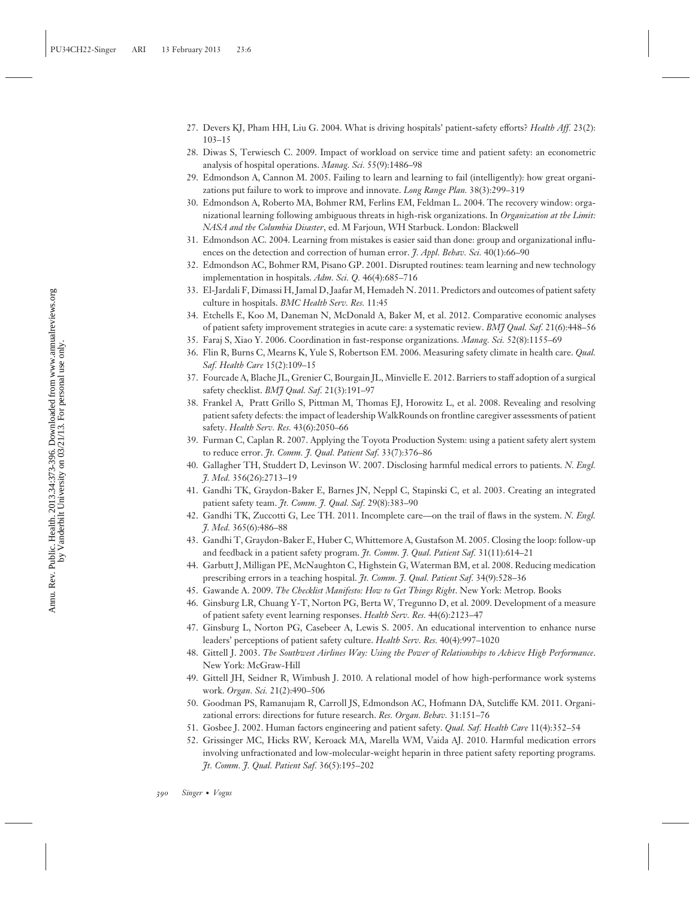27. Devers KJ, Pham HH, Liu G. 2004. What is driving hospitals' patient-safety efforts? *Health Aff.* 23(2): 103–15
28. Diwas S, Terwiesch C. 2009. Impact of workload on service time and patient safety: an econometric analysis of hospital operations. *Manag. Sci.* 55(9):1486–98
29. Edmondson A, Cannon M. 2005. Failing to learn and learning to fail (intelligently): how great organizations put failure to work to improve and innovate. *Long Range Plan.* 38(3):299–319
30. Edmondson A, Roberto MA, Bohmer RM, Ferlins EM, Feldman L. 2004. The recovery window: organizational learning following ambiguous threats in high-risk organizations. In *Organization at the Limit: NASA and the Columbia Disaster*, ed. M Farjoun, WH Starbuck. London: Blackwell
31. Edmondson AC. 2004. Learning from mistakes is easier said than done: group and organizational influences on the detection and correction of human error. *J. Appl. Behav. Sci.* 40(1):66–90
32. Edmondson AC, Bohmer RM, Pisano GP. 2001. Disrupted routines: team learning and new technology implementation in hospitals. *Adm. Sci. Q.* 46(4):685–716
33. El-Jardali F, Dimassi H, Jamal D, Jaafar M, Hemadeh N. 2011. Predictors and outcomes of patient safety culture in hospitals. *BMC Health Serv. Res.* 11:45
34. Etchells E, Koo M, Daneman N, McDonald A, Baker M, et al. 2012. Comparative economic analyses of patient safety improvement strategies in acute care: a systematic review. *BMJ Qual. Saf.* 21(6):448–56
35. Faraj S, Xiao Y. 2006. Coordination in fast-response organizations. *Manag. Sci.* 52(8):1155–69
36. Flin R, Burns C, Mearns K, Yule S, Robertson EM. 2006. Measuring safety climate in health care. *Qual. Saf. Health Care* 15(2):109–15
37. Fourcade A, Blache JL, Grenier C, Bourgain JL, Minvielle E. 2012. Barriers to staff adoption of a surgical safety checklist. *BMJ Qual. Saf.* 21(3):191–97
38. Frankel A, Pratt Grillo S, Pittman M, Thomas EJ, Horowitz L, et al. 2008. Revealing and resolving patient safety defects: the impact of leadership WalkRounds on frontline caregiver assessments of patient safety. *Health Serv. Res.* 43(6):2050–66
39. Furman C, Caplan R. 2007. Applying the Toyota Production System: using a patient safety alert system to reduce error. *Jt. Comm. J. Qual. Patient Saf.* 33(7):376–86
40. Gallagher TH, Studdert D, Levinson W. 2007. Disclosing harmful medical errors to patients. *N. Engl. J. Med.* 356(26):2713–19
41. Gandhi TK, Graydon-Baker E, Barnes JN, Neppl C, Stapinski C, et al. 2003. Creating an integrated patient safety team. *Jt. Comm. J. Qual. Saf.* 29(8):383–90
42. Gandhi TK, Zuccotti G, Lee TH. 2011. Incomplete care—on the trail of flaws in the system. *N. Engl. J. Med.* 365(6):486–88
43. Gandhi T, Graydon-Baker E, Huber C, Whittemore A, Gustafson M. 2005. Closing the loop: follow-up and feedback in a patient safety program. *Jt. Comm. J. Qual. Patient Saf.* 31(11):614–21
44. Garbutt J, Milligan PE, McNaughton C, Highstein G, Waterman BM, et al. 2008. Reducing medication prescribing errors in a teaching hospital. *Jt. Comm. J. Qual. Patient Saf.* 34(9):528–36
45. Gawande A. 2009. *The Checklist Manifesto: How to Get Things Right*. New York: Metrop. Books
46. Ginsburg LR, Chuang Y-T, Norton PG, Berta W, Tregunno D, et al. 2009. Development of a measure of patient safety event learning responses. *Health Serv. Res.* 44(6):2123–47
47. Ginsburg L, Norton PG, Casebeer A, Lewis S. 2005. An educational intervention to enhance nurse leaders' perceptions of patient safety culture. *Health Serv. Res.* 40(4):997–1020
48. Gittell J. 2003. *The Southwest Airlines Way: Using the Power of Relationships to Achieve High Performance*. New York: McGraw-Hill
49. Gittell JH, Seidner R, Wimbush J. 2010. A relational model of how high-performance work systems work. *Organ. Sci.* 21(2):490–506
50. Goodman PS, Ramanujam R, Carroll JS, Edmondson AC, Hofmann DA, Sutcliffe KM. 2011. Organizational errors: directions for future research. *Res. Organ. Behav.* 31:151–76
51. Gosbee J. 2002. Human factors engineering and patient safety. *Qual. Saf. Health Care* 11(4):352–54
52. Grissinger MC, Hicks RW, Keroack MA, Marella WM, Vaida AJ. 2010. Harmful medication errors involving unfractionated and low-molecular-weight heparin in three patient safety reporting programs. *Jt. Comm. J. Qual. Patient Saf.* 36(5):195–202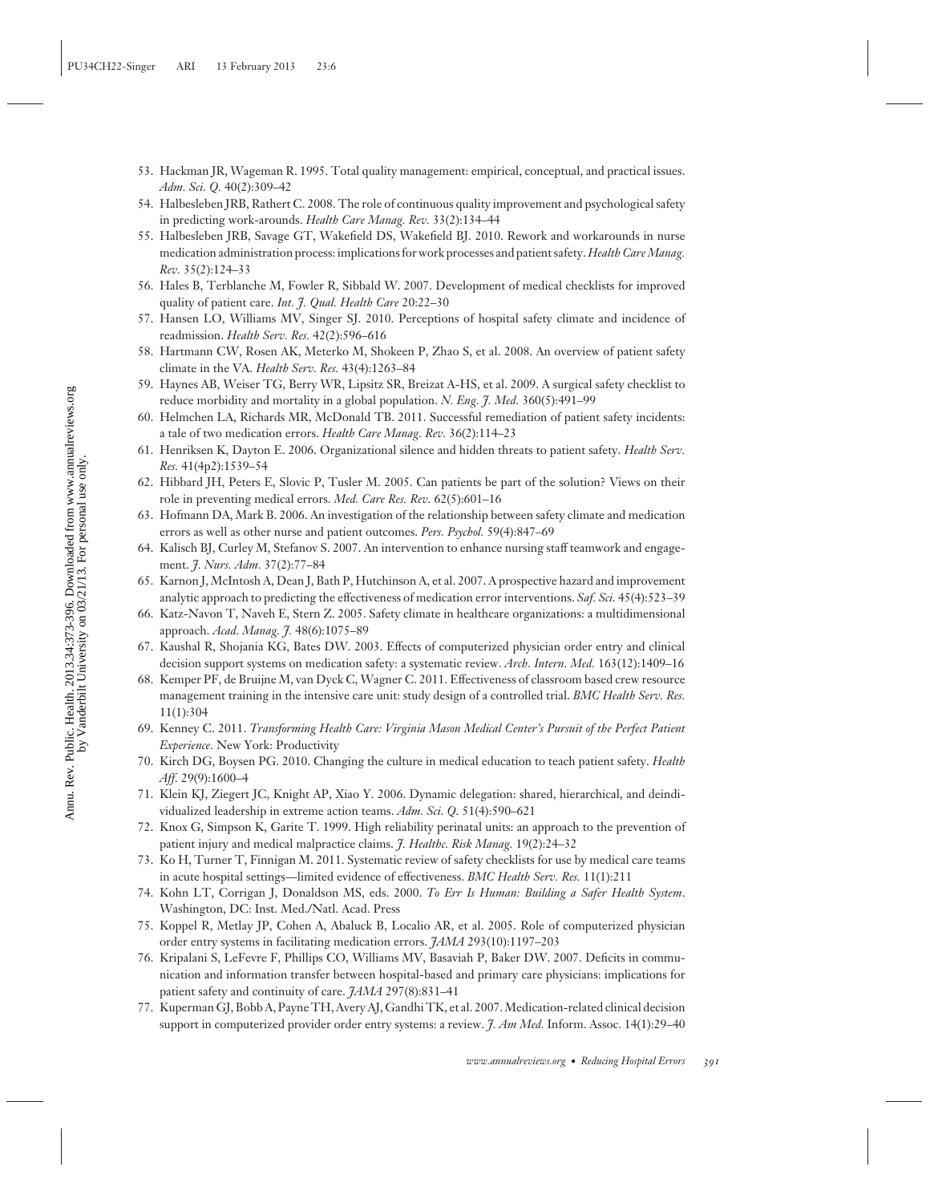53. Hackman JR, Wageman R. 1995. Total quality management: empirical, conceptual, and practical issues. *Adm. Sci. Q.* 40(2):309–42
54. Halbesleben JRB, Rathert C. 2008. The role of continuous quality improvement and psychological safety in predicting work-arounds. *Health Care Manag. Rev.* 33(2):134–44
55. Halbesleben JRB, Savage GT, Wakefield DS, Wakefield BJ. 2010. Rework and workarounds in nurse medication administration process: implications for work processes and patient safety. *Health Care Manag. Rev.* 35(2):124–33
56. Hales B, Terblanche M, Fowler R, Sibbald W. 2007. Development of medical checklists for improved quality of patient care. *Int. J. Qual. Health Care* 20:22–30
57. Hansen LO, Williams MV, Singer SJ. 2010. Perceptions of hospital safety climate and incidence of readmission. *Health Serv. Res.* 42(2):596–616
58. Hartmann CW, Rosen AK, Meterko M, Shokeen P, Zhao S, et al. 2008. An overview of patient safety climate in the VA. *Health Serv. Res.* 43(4):1263–84
59. Haynes AB, Weiser TG, Berry WR, Lipsitz SR, Breizat A-HS, et al. 2009. A surgical safety checklist to reduce morbidity and mortality in a global population. *N. Eng. J. Med.* 360(5):491–99
60. Helmchen LA, Richards MR, McDonald TB. 2011. Successful remediation of patient safety incidents: a tale of two medication errors. *Health Care Manag. Rev.* 36(2):114–23
61. Henriksen K, Dayton E. 2006. Organizational silence and hidden threats to patient safety. *Health Serv. Res.* 41(4p2):1539–54
62. Hibbard JH, Peters E, Slovic P, Tusler M. 2005. Can patients be part of the solution? Views on their role in preventing medical errors. *Med. Care Res. Rev.* 62(5):601–16
63. Hofmann DA, Mark B. 2006. An investigation of the relationship between safety climate and medication errors as well as other nurse and patient outcomes. *Pers. Psychol.* 59(4):847–69
64. Kalisch BJ, Curley M, Stefanov S. 2007. An intervention to enhance nursing staff teamwork and engagement. *J. Nurs. Adm.* 37(2):77–84
65. Karnon J, McIntosh A, Dean J, Bath P, Hutchinson A, et al. 2007. A prospective hazard and improvement analytic approach to predicting the effectiveness of medication error interventions. *Saf. Sci.* 45(4):523–39
66. Katz-Navon T, Naveh E, Stern Z. 2005. Safety climate in healthcare organizations: a multidimensional approach. *Acad. Manag. J.* 48(6):1075–89
67. Kaushal R, Shojania KG, Bates DW. 2003. Effects of computerized physician order entry and clinical decision support systems on medication safety: a systematic review. *Arch. Intern. Med.* 163(12):1409–16
68. Kemper PF, de Bruijne M, van Dyck C, Wagner C. 2011. Effectiveness of classroom based crew resource management training in the intensive care unit: study design of a controlled trial. *BMC Health Serv. Res.* 11(1):304
69. Kenney C. 2011. *Transforming Health Care: Virginia Mason Medical Center's Pursuit of the Perfect Patient Experience*. New York: Productivity
70. Kirch DG, Boysen PG. 2010. Changing the culture in medical education to teach patient safety. *Health Aff.* 29(9):1600–4
71. Klein KJ, Ziegert JC, Knight AP, Xiao Y. 2006. Dynamic delegation: shared, hierarchical, and deindividualized leadership in extreme action teams. *Adm. Sci. Q.* 51(4):590–621
72. Knox G, Simpson K, Garite T. 1999. High reliability perinatal units: an approach to the prevention of patient injury and medical malpractice claims. *J. Healthc. Risk Manag.* 19(2):24–32
73. Ko H, Turner T, Finnigan M. 2011. Systematic review of safety checklists for use by medical care teams in acute hospital settings—limited evidence of effectiveness. *BMC Health Serv. Res.* 11(1):211
74. Kohn LT, Corrigan J, Donaldson MS, eds. 2000. *To Err Is Human: Building a Safer Health System*. Washington, DC: Inst. Med./Natl. Acad. Press
75. Koppel R, Metlay JP, Cohen A, Abaluck B, Localio AR, et al. 2005. Role of computerized physician order entry systems in facilitating medication errors. *JAMA* 293(10):1197–203
76. Kripalani S, LeFevre F, Phillips CO, Williams MV, Basaviah P, Baker DW. 2007. Deficits in communication and information transfer between hospital-based and primary care physicians: implications for patient safety and continuity of care. *JAMA* 297(8):831–41
77. Kuperman GJ, Bobb A, Payne TH, Avery AJ, Gandhi TK, et al. 2007. Medication-related clinical decision support in computerized provider order entry systems: a review. *J. Am Med.* Inform. Assoc. 14(1):29–40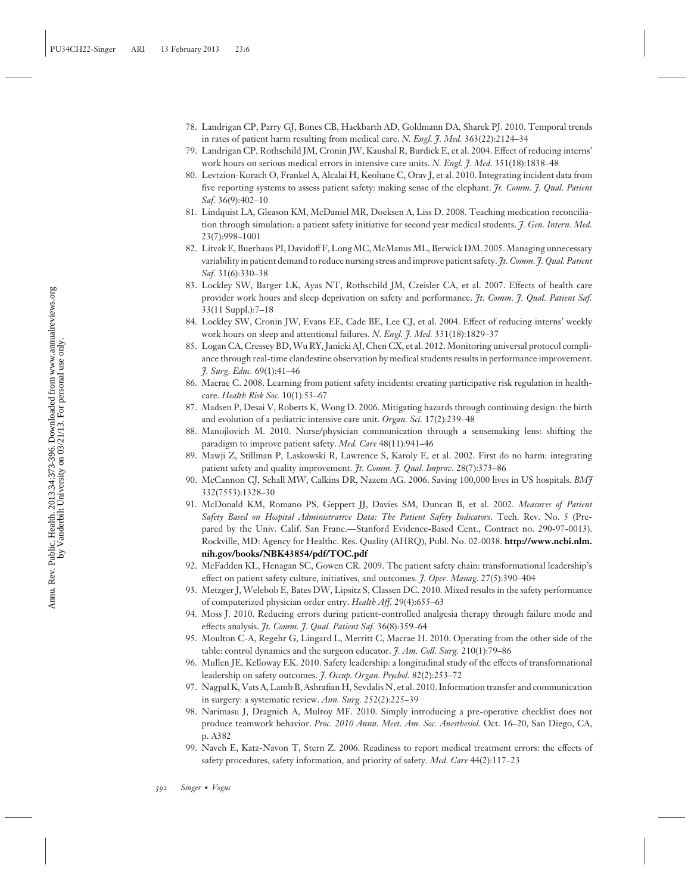78. Landrigan CP, Parry GJ, Bones CB, Hackbarth AD, Goldmann DA, Sharek PJ. 2010. Temporal trends in rates of patient harm resulting from medical care. *N. Engl. J. Med.* 363(22):2124–34
79. Landrigan CP, Rothschild JM, Cronin JW, Kaushal R, Burdick E, et al. 2004. Effect of reducing interns' work hours on serious medical errors in intensive care units. *N. Engl. J. Med.* 351(18):1838–48
80. Levtzion-Korach O, Frankel A, Alcalai H, Keohane C, Orav J, et al. 2010. Integrating incident data from five reporting systems to assess patient safety: making sense of the elephant. *Jt. Comm. J. Qual. Patient Saf.* 36(9):402–10
81. Lindquist LA, Gleason KM, McDaniel MR, Doeksen A, Liss D. 2008. Teaching medication reconciliation through simulation: a patient safety initiative for second year medical students. *J. Gen. Intern. Med.* 23(7):998–1001
82. Litvak E, Buerhaus PI, Davidoff F, Long MC, McManus ML, Berwick DM. 2005. Managing unnecessary variability in patient demand to reduce nursing stress and improve patient safety. *Jt. Comm. J. Qual. Patient Saf.* 31(6):330–38
83. Lockley SW, Barger LK, Ayas NT, Rothschild JM, Czeisler CA, et al. 2007. Effects of health care provider work hours and sleep deprivation on safety and performance. *Jt. Comm. J. Qual. Patient Saf.* 33(11 Suppl.):7–18
84. Lockley SW, Cronin JW, Evans EE, Cade BE, Lee CJ, et al. 2004. Effect of reducing interns' weekly work hours on sleep and attentional failures. *N. Engl. J. Med.* 351(18):1829–37
85. Logan CA, Cressey BD, Wu RY, Janicki AJ, Chen CX, et al. 2012. Monitoring universal protocol compliance through real-time clandestine observation by medical students results in performance improvement. *J. Surg. Educ.* 69(1):41–46
86. Macrae C. 2008. Learning from patient safety incidents: creating participative risk regulation in healthcare. *Health Risk Soc.* 10(1):53–67
87. Madsen P, Desai V, Roberts K, Wong D. 2006. Mitigating hazards through continuing design: the birth and evolution of a pediatric intensive care unit. *Organ. Sci.* 17(2):239–48
88. Manojlovich M. 2010. Nurse/physician communication through a sensemaking lens: shifting the paradigm to improve patient safety. *Med. Care* 48(11):941–46
89. Mawji Z, Stillman P, Laskowski R, Lawrence S, Karoly E, et al. 2002. First do no harm: integrating patient safety and quality improvement. *Jt. Comm. J. Qual. Improv.* 28(7):373–86
90. McCannon CJ, Schall MW, Calkins DR, Nazem AG. 2006. Saving 100,000 lives in US hospitals. *BMJ* 332(7553):1328–30
91. McDonald KM, Romano PS, Geppert JJ, Davies SM, Duncan B, et al. 2002. *Measures of Patient Safety Based on Hospital Administrative Data: The Patient Safety Indicators*. Tech. Rev. No. 5 (Prepared by the Univ. Calif. San Franc.—Stanford Evidence-Based Cent., Contract no. 290-97-0013). Rockville, MD: Agency for Healthc. Res. Quality (AHRQ), Publ. No. 02-0038. **http://www.ncbi.nlm.nih.gov/books/NBK43854/pdf/TOC.pdf**
92. McFadden KL, Henagan SC, Gowen CR. 2009. The patient safety chain: transformational leadership's effect on patient safety culture, initiatives, and outcomes. *J. Oper. Manag.* 27(5):390–404
93. Metzger J, Welebob E, Bates DW, Lipsitz S, Classen DC. 2010. Mixed results in the safety performance of computerized physician order entry. *Health Aff.* 29(4):655–63
94. Moss J. 2010. Reducing errors during patient-controlled analgesia therapy through failure mode and effects analysis. *Jt. Comm. J. Qual. Patient Saf.* 36(8):359–64
95. Moulton C-A, Regehr G, Lingard L, Merritt C, Macrae H. 2010. Operating from the other side of the table: control dynamics and the surgeon educator. *J. Am. Coll. Surg.* 210(1):79–86
96. Mullen JE, Kelloway EK. 2010. Safety leadership: a longitudinal study of the effects of transformational leadership on safety outcomes. *J. Occup. Organ. Psychol.* 82(2):253–72
97. Nagpal K, Vats A, Lamb B, Ashrafian H, Sevdalis N, et al. 2010. Information transfer and communication in surgery: a systematic review. *Ann. Surg.* 252(2):225–39
98. Narimasu J, Dragnich A, Mulroy MF. 2010. Simply introducing a pre-operative checklist does not produce teamwork behavior. *Proc. 2010 Annu. Meet. Am. Soc. Anesthesiol.* Oct. 16–20, San Diego, CA, p. A382
99. Naveh E, Katz-Navon T, Stern Z. 2006. Readiness to report medical treatment errors: the effects of safety procedures, safety information, and priority of safety. *Med. Care* 44(2):117–23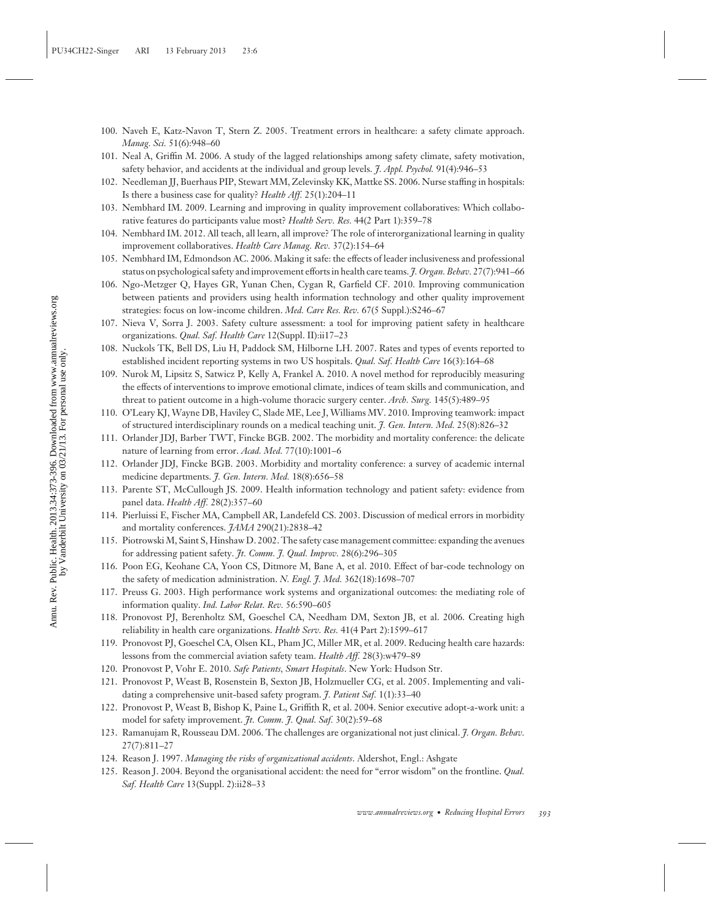100. Naveh E, Katz-Navon T, Stern Z. 2005. Treatment errors in healthcare: a safety climate approach. *Manag. Sci.* 51(6):948–60
101. Neal A, Griffin M. 2006. A study of the lagged relationships among safety climate, safety motivation, safety behavior, and accidents at the individual and group levels. *J. Appl. Psychol.* 91(4):946–53
102. Needleman JJ, Buerhaus PIP, Stewart MM, Zelevinsky KK, Mattke SS. 2006. Nurse staffing in hospitals: Is there a business case for quality? *Health Aff.* 25(1):204–11
103. Nembhard IM. 2009. Learning and improving in quality improvement collaboratives: Which collaborative features do participants value most? *Health Serv. Res.* 44(2 Part 1):359–78
104. Nembhard IM. 2012. All teach, all learn, all improve? The role of interorganizational learning in quality improvement collaboratives. *Health Care Manag. Rev.* 37(2):154–64
105. Nembhard IM, Edmondson AC. 2006. Making it safe: the effects of leader inclusiveness and professional status on psychological safety and improvement efforts in health care teams. *J. Organ. Behav.* 27(7):941–66
106. Ngo-Metzger Q, Hayes GR, Yunan Chen, Cygan R, Garfield CF. 2010. Improving communication between patients and providers using health information technology and other quality improvement strategies: focus on low-income children. *Med. Care Res. Rev.* 67(5 Suppl.):S246–67
107. Nieva V, Sorra J. 2003. Safety culture assessment: a tool for improving patient safety in healthcare organizations. *Qual. Saf. Health Care* 12(Suppl. II):ii17–23
108. Nuckols TK, Bell DS, Liu H, Paddock SM, Hilborne LH. 2007. Rates and types of events reported to established incident reporting systems in two US hospitals. *Qual. Saf. Health Care* 16(3):164–68
109. Nurok M, Lipsitz S, Satwicz P, Kelly A, Frankel A. 2010. A novel method for reproducibly measuring the effects of interventions to improve emotional climate, indices of team skills and communication, and threat to patient outcome in a high-volume thoracic surgery center. *Arch. Surg.* 145(5):489–95
110. O'Leary KJ, Wayne DB, Haviley C, Slade ME, Lee J, Williams MV. 2010. Improving teamwork: impact of structured interdisciplinary rounds on a medical teaching unit. *J. Gen. Intern. Med.* 25(8):826–32
111. Orlander JDJ, Barber TWT, Fincke BGB. 2002. The morbidity and mortality conference: the delicate nature of learning from error. *Acad. Med.* 77(10):1001–6
112. Orlander JDJ, Fincke BGB. 2003. Morbidity and mortality conference: a survey of academic internal medicine departments. *J. Gen. Intern. Med.* 18(8):656–58
113. Parente ST, McCullough JS. 2009. Health information technology and patient safety: evidence from panel data. *Health Aff.* 28(2):357–60
114. Pierluissi E, Fischer MA, Campbell AR, Landefeld CS. 2003. Discussion of medical errors in morbidity and mortality conferences. *JAMA* 290(21):2838–42
115. Piotrowski M, Saint S, Hinshaw D. 2002. The safety case management committee: expanding the avenues for addressing patient safety. *Jt. Comm. J. Qual. Improv.* 28(6):296–305
116. Poon EG, Keohane CA, Yoon CS, Ditmore M, Bane A, et al. 2010. Effect of bar-code technology on the safety of medication administration. *N. Engl. J. Med.* 362(18):1698–707
117. Preuss G. 2003. High performance work systems and organizational outcomes: the mediating role of information quality. *Ind. Labor Relat. Rev.* 56:590–605
118. Pronovost PJ, Berenholtz SM, Goeschel CA, Needham DM, Sexton JB, et al. 2006. Creating high reliability in health care organizations. *Health Serv. Res.* 41(4 Part 2):1599–617
119. Pronovost PJ, Goeschel CA, Olsen KL, Pham JC, Miller MR, et al. 2009. Reducing health care hazards: lessons from the commercial aviation safety team. *Health Aff.* 28(3):w479–89
120. Pronovost P, Vohr E. 2010. *Safe Patients, Smart Hospitals*. New York: Hudson Str.
121. Pronovost P, Weast B, Rosenstein B, Sexton JB, Holzmueller CG, et al. 2005. Implementing and validating a comprehensive unit-based safety program. *J. Patient Saf.* 1(1):33–40
122. Pronovost P, Weast B, Bishop K, Paine L, Griffith R, et al. 2004. Senior executive adopt-a-work unit: a model for safety improvement. *Jt. Comm. J. Qual. Saf.* 30(2):59–68
123. Ramanujam R, Rousseau DM. 2006. The challenges are organizational not just clinical. *J. Organ. Behav.* 27(7):811–27
124. Reason J. 1997. *Managing the risks of organizational accidents*. Aldershot, Engl.: Ashgate
125. Reason J. 2004. Beyond the organisational accident: the need for "error wisdom" on the frontline. *Qual. Saf. Health Care* 13(Suppl. 2):ii28–33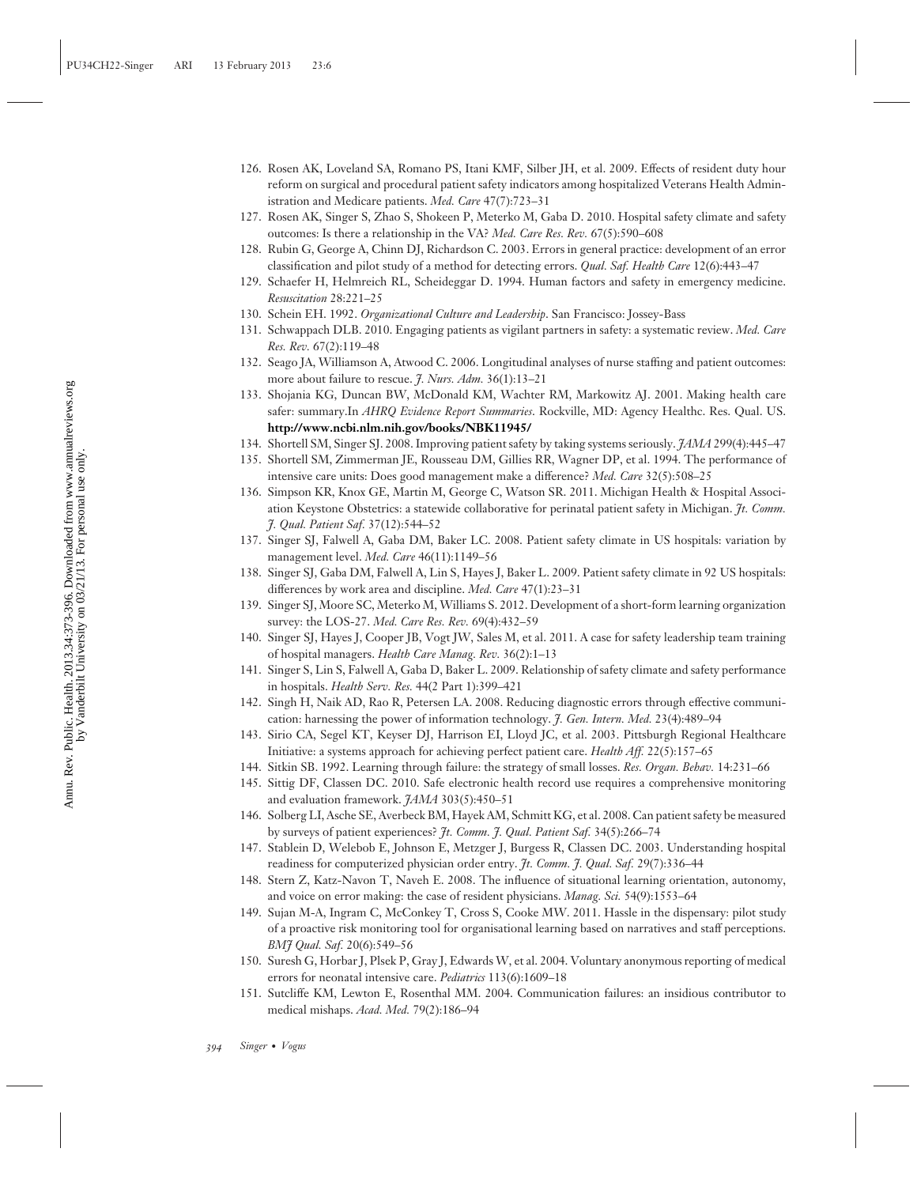126. Rosen AK, Loveland SA, Romano PS, Itani KMF, Silber JH, et al. 2009. Effects of resident duty hour reform on surgical and procedural patient safety indicators among hospitalized Veterans Health Administration and Medicare patients. *Med. Care* 47(7):723–31
127. Rosen AK, Singer S, Zhao S, Shokeen P, Meterko M, Gaba D. 2010. Hospital safety climate and safety outcomes: Is there a relationship in the VA? *Med. Care Res. Rev.* 67(5):590–608
128. Rubin G, George A, Chinn DJ, Richardson C. 2003. Errors in general practice: development of an error classification and pilot study of a method for detecting errors. *Qual. Saf. Health Care* 12(6):443–47
129. Schaefer H, Helmreich RL, Scheideggar D. 1994. Human factors and safety in emergency medicine. *Resuscitation* 28:221–25
130. Schein EH. 1992. *Organizational Culture and Leadership*. San Francisco: Jossey-Bass
131. Schwappach DLB. 2010. Engaging patients as vigilant partners in safety: a systematic review. *Med. Care Res. Rev.* 67(2):119–48
132. Seago JA, Williamson A, Atwood C. 2006. Longitudinal analyses of nurse staffing and patient outcomes: more about failure to rescue. *J. Nurs. Adm.* 36(1):13–21
133. Shojania KG, Duncan BW, McDonald KM, Wachter RM, Markowitz AJ. 2001. Making health care safer: summary.In *AHRQ Evidence Report Summaries*. Rockville, MD: Agency Healthc. Res. Qual. US. **http://www.ncbi.nlm.nih.gov/books/NBK11945/**
134. Shortell SM, Singer SJ. 2008. Improving patient safety by taking systems seriously. *JAMA* 299(4):445–47
135. Shortell SM, Zimmerman JE, Rousseau DM, Gillies RR, Wagner DP, et al. 1994. The performance of intensive care units: Does good management make a difference? *Med. Care* 32(5):508–25
136. Simpson KR, Knox GE, Martin M, George C, Watson SR. 2011. Michigan Health & Hospital Association Keystone Obstetrics: a statewide collaborative for perinatal patient safety in Michigan. *Jt. Comm. J. Qual. Patient Saf.* 37(12):544–52
137. Singer SJ, Falwell A, Gaba DM, Baker LC. 2008. Patient safety climate in US hospitals: variation by management level. *Med. Care* 46(11):1149–56
138. Singer SJ, Gaba DM, Falwell A, Lin S, Hayes J, Baker L. 2009. Patient safety climate in 92 US hospitals: differences by work area and discipline. *Med. Care* 47(1):23–31
139. Singer SJ, Moore SC, Meterko M, Williams S. 2012. Development of a short-form learning organization survey: the LOS-27. *Med. Care Res. Rev.* 69(4):432–59
140. Singer SJ, Hayes J, Cooper JB, Vogt JW, Sales M, et al. 2011. A case for safety leadership team training of hospital managers. *Health Care Manag. Rev.* 36(2):1–13
141. Singer S, Lin S, Falwell A, Gaba D, Baker L. 2009. Relationship of safety climate and safety performance in hospitals. *Health Serv. Res.* 44(2 Part 1):399–421
142. Singh H, Naik AD, Rao R, Petersen LA. 2008. Reducing diagnostic errors through effective communication: harnessing the power of information technology. *J. Gen. Intern. Med.* 23(4):489–94
143. Sirio CA, Segel KT, Keyser DJ, Harrison EI, Lloyd JC, et al. 2003. Pittsburgh Regional Healthcare Initiative: a systems approach for achieving perfect patient care. *Health Aff.* 22(5):157–65
144. Sitkin SB. 1992. Learning through failure: the strategy of small losses. *Res. Organ. Behav.* 14:231–66
145. Sittig DF, Classen DC. 2010. Safe electronic health record use requires a comprehensive monitoring and evaluation framework. *JAMA* 303(5):450–51
146. Solberg LI, Asche SE, Averbeck BM, Hayek AM, Schmitt KG, et al. 2008. Can patient safety be measured by surveys of patient experiences? *Jt. Comm. J. Qual. Patient Saf.* 34(5):266–74
147. Stablein D, Welebob E, Johnson E, Metzger J, Burgess R, Classen DC. 2003. Understanding hospital readiness for computerized physician order entry. *Jt. Comm. J. Qual. Saf.* 29(7):336–44
148. Stern Z, Katz-Navon T, Naveh E. 2008. The influence of situational learning orientation, autonomy, and voice on error making: the case of resident physicians. *Manag. Sci.* 54(9):1553–64
149. Sujan M-A, Ingram C, McConkey T, Cross S, Cooke MW. 2011. Hassle in the dispensary: pilot study of a proactive risk monitoring tool for organisational learning based on narratives and staff perceptions. *BMJ Qual. Saf.* 20(6):549–56
150. Suresh G, Horbar J, Plsek P, Gray J, Edwards W, et al. 2004. Voluntary anonymous reporting of medical errors for neonatal intensive care. *Pediatrics* 113(6):1609–18
151. Sutcliffe KM, Lewton E, Rosenthal MM. 2004. Communication failures: an insidious contributor to medical mishaps. *Acad. Med.* 79(2):186–94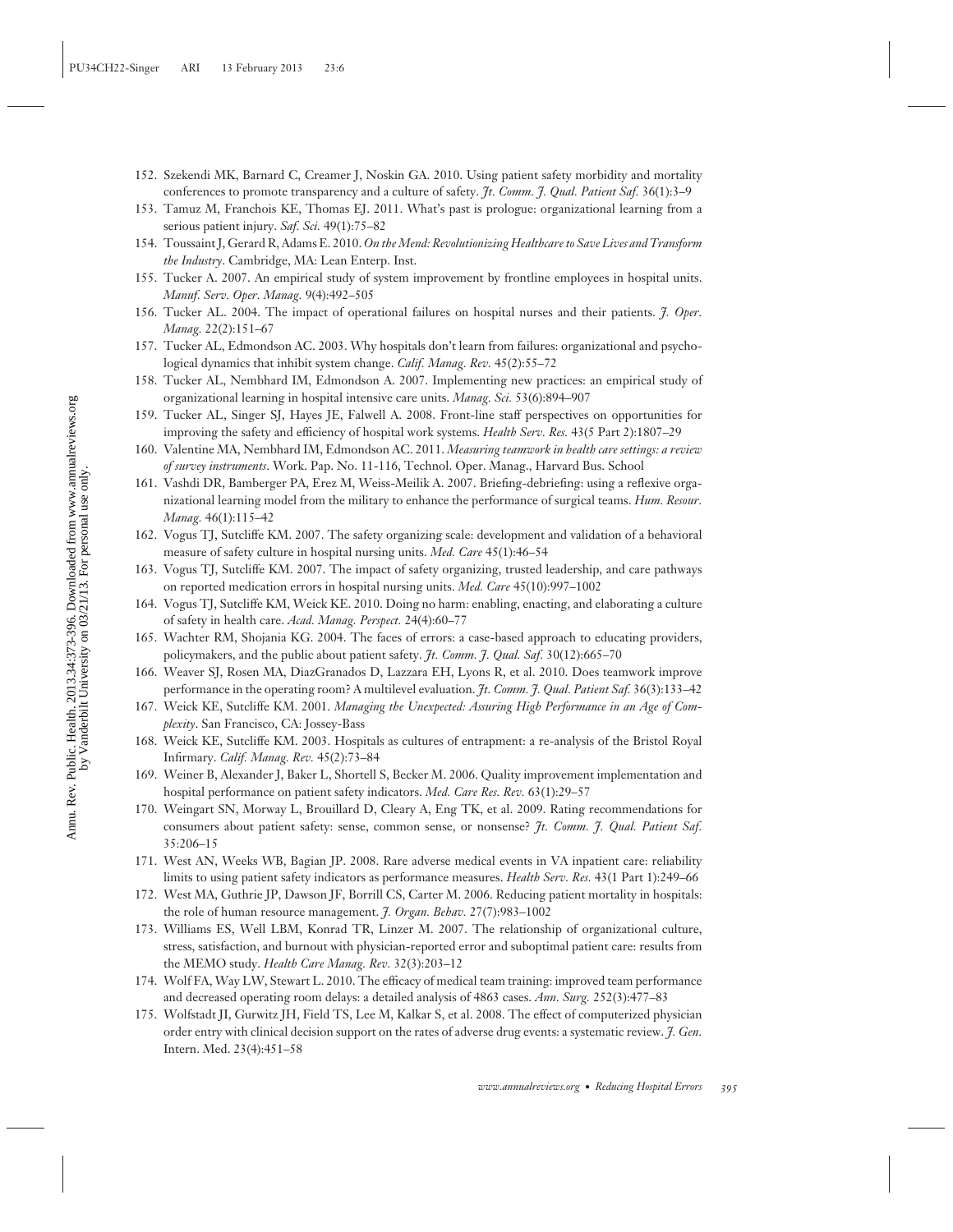152. Szekendi MK, Barnard C, Creamer J, Noskin GA. 2010. Using patient safety morbidity and mortality conferences to promote transparency and a culture of safety. *Jt. Comm. J. Qual. Patient Saf.* 36(1):3–9
153. Tamuz M, Franchois KE, Thomas EJ. 2011. What's past is prologue: organizational learning from a serious patient injury. *Saf. Sci.* 49(1):75–82
154. Toussaint J, Gerard R, Adams E. 2010. *On the Mend: Revolutionizing Healthcare to Save Lives and Transform the Industry*. Cambridge, MA: Lean Enterp. Inst.
155. Tucker A. 2007. An empirical study of system improvement by frontline employees in hospital units. *Manuf. Serv. Oper. Manag.* 9(4):492–505
156. Tucker AL. 2004. The impact of operational failures on hospital nurses and their patients. *J. Oper. Manag.* 22(2):151–67
157. Tucker AL, Edmondson AC. 2003. Why hospitals don't learn from failures: organizational and psychological dynamics that inhibit system change. *Calif. Manag. Rev.* 45(2):55–72
158. Tucker AL, Nembhard IM, Edmondson A. 2007. Implementing new practices: an empirical study of organizational learning in hospital intensive care units. *Manag. Sci.* 53(6):894–907
159. Tucker AL, Singer SJ, Hayes JE, Falwell A. 2008. Front-line staff perspectives on opportunities for improving the safety and efficiency of hospital work systems. *Health Serv. Res.* 43(5 Part 2):1807–29
160. Valentine MA, Nembhard IM, Edmondson AC. 2011. *Measuring teamwork in health care settings: a review of survey instruments*. Work. Pap. No. 11-116, Technol. Oper. Manag., Harvard Bus. School
161. Vashdi DR, Bamberger PA, Erez M, Weiss-Meilik A. 2007. Briefing-debriefing: using a reflexive organizational learning model from the military to enhance the performance of surgical teams. *Hum. Resour. Manag.* 46(1):115–42
162. Vogus TJ, Sutcliffe KM. 2007. The safety organizing scale: development and validation of a behavioral measure of safety culture in hospital nursing units. *Med. Care* 45(1):46–54
163. Vogus TJ, Sutcliffe KM. 2007. The impact of safety organizing, trusted leadership, and care pathways on reported medication errors in hospital nursing units. *Med. Care* 45(10):997–1002
164. Vogus TJ, Sutcliffe KM, Weick KE. 2010. Doing no harm: enabling, enacting, and elaborating a culture of safety in health care. *Acad. Manag. Perspect.* 24(4):60–77
165. Wachter RM, Shojania KG. 2004. The faces of errors: a case-based approach to educating providers, policymakers, and the public about patient safety. *Jt. Comm. J. Qual. Saf.* 30(12):665–70
166. Weaver SJ, Rosen MA, DiazGranados D, Lazzara EH, Lyons R, et al. 2010. Does teamwork improve performance in the operating room? A multilevel evaluation. *Jt. Comm. J. Qual. Patient Saf.* 36(3):133–42
167. Weick KE, Sutcliffe KM. 2001. *Managing the Unexpected: Assuring High Performance in an Age of Complexity*. San Francisco, CA: Jossey-Bass
168. Weick KE, Sutcliffe KM. 2003. Hospitals as cultures of entrapment: a re-analysis of the Bristol Royal Infirmary. *Calif. Manag. Rev.* 45(2):73–84
169. Weiner B, Alexander J, Baker L, Shortell S, Becker M. 2006. Quality improvement implementation and hospital performance on patient safety indicators. *Med. Care Res. Rev.* 63(1):29–57
170. Weingart SN, Morway L, Brouillard D, Cleary A, Eng TK, et al. 2009. Rating recommendations for consumers about patient safety: sense, common sense, or nonsense? *Jt. Comm. J. Qual. Patient Saf.* 35:206–15
171. West AN, Weeks WB, Bagian JP. 2008. Rare adverse medical events in VA inpatient care: reliability limits to using patient safety indicators as performance measures. *Health Serv. Res.* 43(1 Part 1):249–66
172. West MA, Guthrie JP, Dawson JF, Borrill CS, Carter M. 2006. Reducing patient mortality in hospitals: the role of human resource management. *J. Organ. Behav.* 27(7):983–1002
173. Williams ES, Well LBM, Konrad TR, Linzer M. 2007. The relationship of organizational culture, stress, satisfaction, and burnout with physician-reported error and suboptimal patient care: results from the MEMO study. *Health Care Manag. Rev.* 32(3):203–12
174. Wolf FA, Way LW, Stewart L. 2010. The efficacy of medical team training: improved team performance and decreased operating room delays: a detailed analysis of 4863 cases. *Ann. Surg.* 252(3):477–83
175. Wolfstadt JI, Gurwitz JH, Field TS, Lee M, Kalkar S, et al. 2008. The effect of computerized physician order entry with clinical decision support on the rates of adverse drug events: a systematic review. *J. Gen.* Intern. Med. 23(4):451–58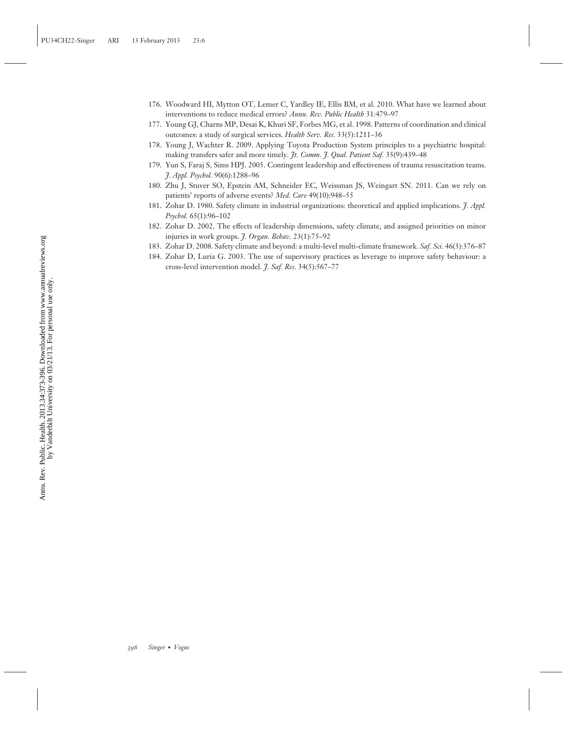176. Woodward HI, Mytton OT, Lemer C, Yardley IE, Ellis BM, et al. 2010. What have we learned about interventions to reduce medical errors? *Annu. Rev. Public Health* 31:479–97
177. Young GJ, Charns MP, Desai K, Khuri SF, Forbes MG, et al. 1998. Patterns of coordination and clinical outcomes: a study of surgical services. *Health Serv. Res.* 33(5):1211–36
178. Young J, Wachter R. 2009. Applying Toyota Production System principles to a psychiatric hospital: making transfers safer and more timely. *Jt. Comm. J. Qual. Patient Saf.* 35(9):439–48
179. Yun S, Faraj S, Sims HPJ. 2005. Contingent leadership and effectiveness of trauma resuscitation teams. *J. Appl. Psychol.* 90(6):1288–96
180. Zhu J, Stuver SO, Epstein AM, Schneider EC, Weissman JS, Weingart SN. 2011. Can we rely on patients' reports of adverse events? *Med. Care* 49(10):948–55
181. Zohar D. 1980. Safety climate in industrial organizations: theoretical and applied implications. *J. Appl. Psychol.* 65(1):96–102
182. Zohar D. 2002. The effects of leadership dimensions, safety climate, and assigned priorities on minor injuries in work groups. *J. Organ. Behav.* 23(1):75–92
183. Zohar D. 2008. Safety climate and beyond: a multi-level multi-climate framework. *Saf. Sci.* 46(3):376–87
184. Zohar D, Luria G. 2003. The use of supervisory practices as leverage to improve safety behaviour: a cross-level intervention model. *J. Saf. Res.* 34(5):567–77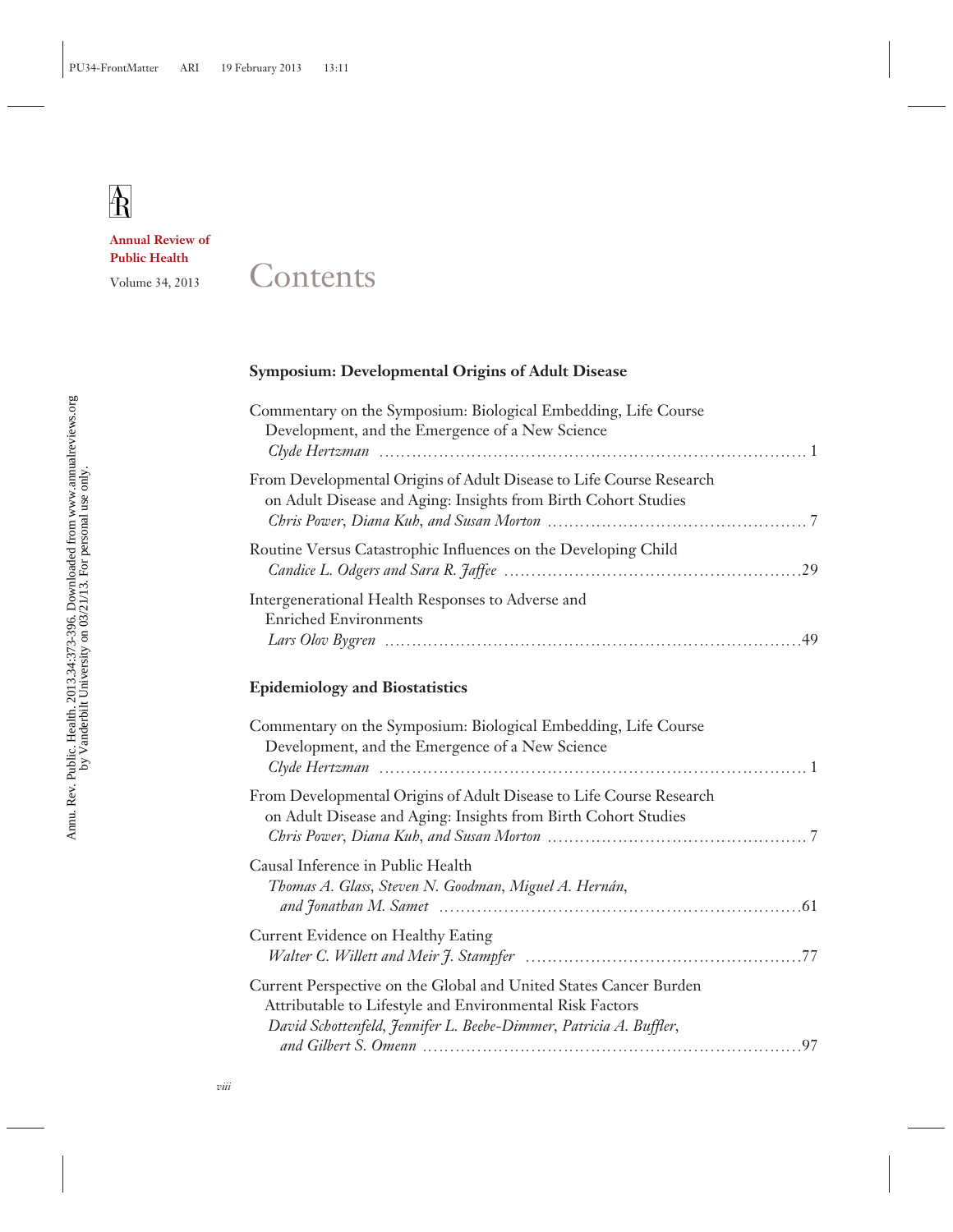Annual Review of Public Health

Volume 34, 2013

# Contents

## Symposium: Developmental Origins of Adult Disease

Commentary on the Symposium: Biological Embedding, Life Course Development, and the Emergence of a New Science
*Clyde Hertzman* . . . 1

From Developmental Origins of Adult Disease to Life Course Research on Adult Disease and Aging: Insights from Birth Cohort Studies
*Chris Power, Diana Kuh, and Susan Morton* . . . 7

Routine Versus Catastrophic Influences on the Developing Child
*Candice L. Odgers and Sara R. Jaffee* . . . 29

Intergenerational Health Responses to Adverse and Enriched Environments
*Lars Olov Bygren* . . . 49

## Epidemiology and Biostatistics

Commentary on the Symposium: Biological Embedding, Life Course Development, and the Emergence of a New Science
*Clyde Hertzman* . . . 1

From Developmental Origins of Adult Disease to Life Course Research on Adult Disease and Aging: Insights from Birth Cohort Studies
*Chris Power, Diana Kuh, and Susan Morton* . . . 7

Causal Inference in Public Health
*Thomas A. Glass, Steven N. Goodman, Miguel A. Hernán, and Jonathan M. Samet* . . . 61

Current Evidence on Healthy Eating
*Walter C. Willett and Meir J. Stampfer* . . . 77

Current Perspective on the Global and United States Cancer Burden Attributable to Lifestyle and Environmental Risk Factors
*David Schottenfeld, Jennifer L. Beebe-Dimmer, Patricia A. Buffler, and Gilbert S. Omenn* . . . 97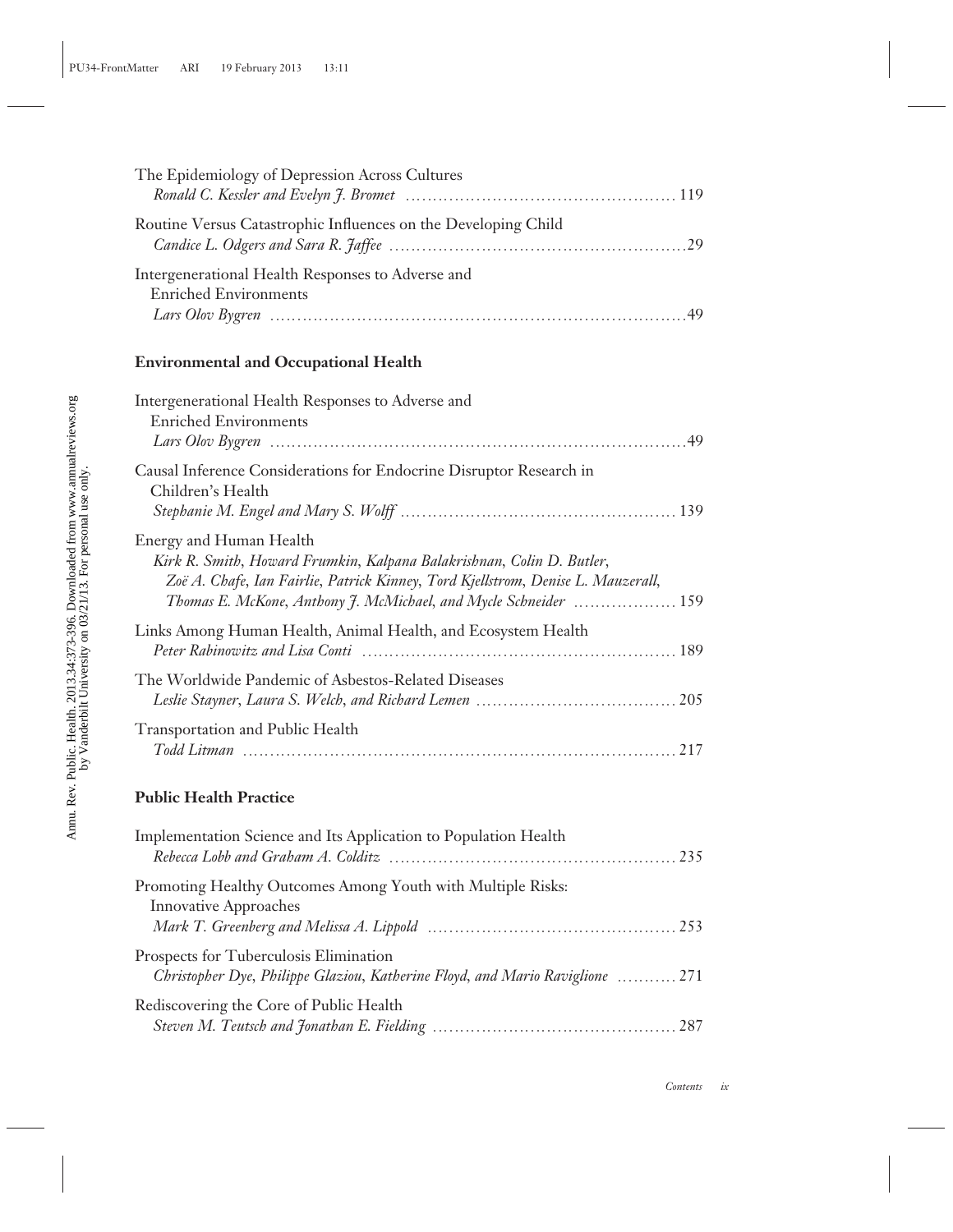The Epidemiology of Depression Across Cultures
*Ronald C. Kessler and Evelyn J. Bromet* ........ 119

Routine Versus Catastrophic Influences on the Developing Child
*Candice L. Odgers and Sara R. Jaffee* ........ 29

Intergenerational Health Responses to Adverse and Enriched Environments
*Lars Olov Bygren* ........ 49

## Environmental and Occupational Health

Intergenerational Health Responses to Adverse and Enriched Environments
*Lars Olov Bygren* ........ 49

Causal Inference Considerations for Endocrine Disruptor Research in Children's Health
*Stephanie M. Engel and Mary S. Wolff* ........ 139

Energy and Human Health
*Kirk R. Smith, Howard Frumkin, Kalpana Balakrishnan, Colin D. Butler, Zoë A. Chafe, Ian Fairlie, Patrick Kinney, Tord Kjellstrom, Denise L. Mauzerall, Thomas E. McKone, Anthony J. McMichael, and Mycle Schneider* ........ 159

Links Among Human Health, Animal Health, and Ecosystem Health
*Peter Rabinowitz and Lisa Conti* ........ 189

The Worldwide Pandemic of Asbestos-Related Diseases
*Leslie Stayner, Laura S. Welch, and Richard Lemen* ........ 205

Transportation and Public Health
*Todd Litman* ........ 217

## Public Health Practice

Implementation Science and Its Application to Population Health
*Rebecca Lobb and Graham A. Colditz* ........ 235

Promoting Healthy Outcomes Among Youth with Multiple Risks: Innovative Approaches
*Mark T. Greenberg and Melissa A. Lippold* ........ 253

Prospects for Tuberculosis Elimination
*Christopher Dye, Philippe Glaziou, Katherine Floyd, and Mario Raviglione* ........ 271

Rediscovering the Core of Public Health
*Steven M. Teutsch and Jonathan E. Fielding* ........ 287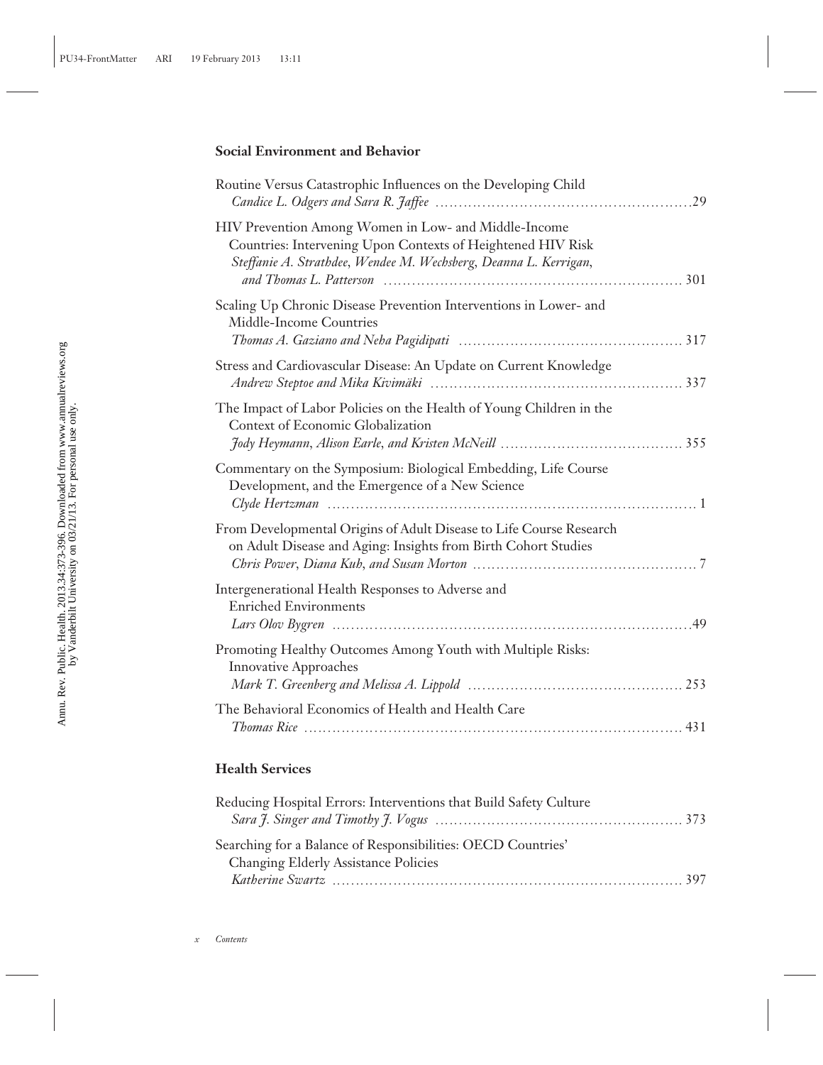## Social Environment and Behavior

Routine Versus Catastrophic Influences on the Developing Child
*Candice L. Odgers and Sara R. Jaffee* .....29

HIV Prevention Among Women in Low- and Middle-Income Countries: Intervening Upon Contexts of Heightened HIV Risk
*Steffanie A. Strathdee, Wendee M. Wechsberg, Deanna L. Kerrigan, and Thomas L. Patterson* ..... 301

Scaling Up Chronic Disease Prevention Interventions in Lower- and Middle-Income Countries
*Thomas A. Gaziano and Neha Pagidipati* ..... 317

Stress and Cardiovascular Disease: An Update on Current Knowledge
*Andrew Steptoe and Mika Kivimäki* ..... 337

The Impact of Labor Policies on the Health of Young Children in the Context of Economic Globalization
*Jody Heymann, Alison Earle, and Kristen McNeill* ..... 355

Commentary on the Symposium: Biological Embedding, Life Course Development, and the Emergence of a New Science
*Clyde Hertzman* ..... 1

From Developmental Origins of Adult Disease to Life Course Research on Adult Disease and Aging: Insights from Birth Cohort Studies
*Chris Power, Diana Kuh, and Susan Morton* ..... 7

Intergenerational Health Responses to Adverse and Enriched Environments
*Lars Olov Bygren* .....49

Promoting Healthy Outcomes Among Youth with Multiple Risks: Innovative Approaches
*Mark T. Greenberg and Melissa A. Lippold* ..... 253

The Behavioral Economics of Health and Health Care
*Thomas Rice* ..... 431

## Health Services

Reducing Hospital Errors: Interventions that Build Safety Culture
*Sara J. Singer and Timothy J. Vogus* ..... 373

Searching for a Balance of Responsibilities: OECD Countries' Changing Elderly Assistance Policies
*Katherine Swartz* ..... 397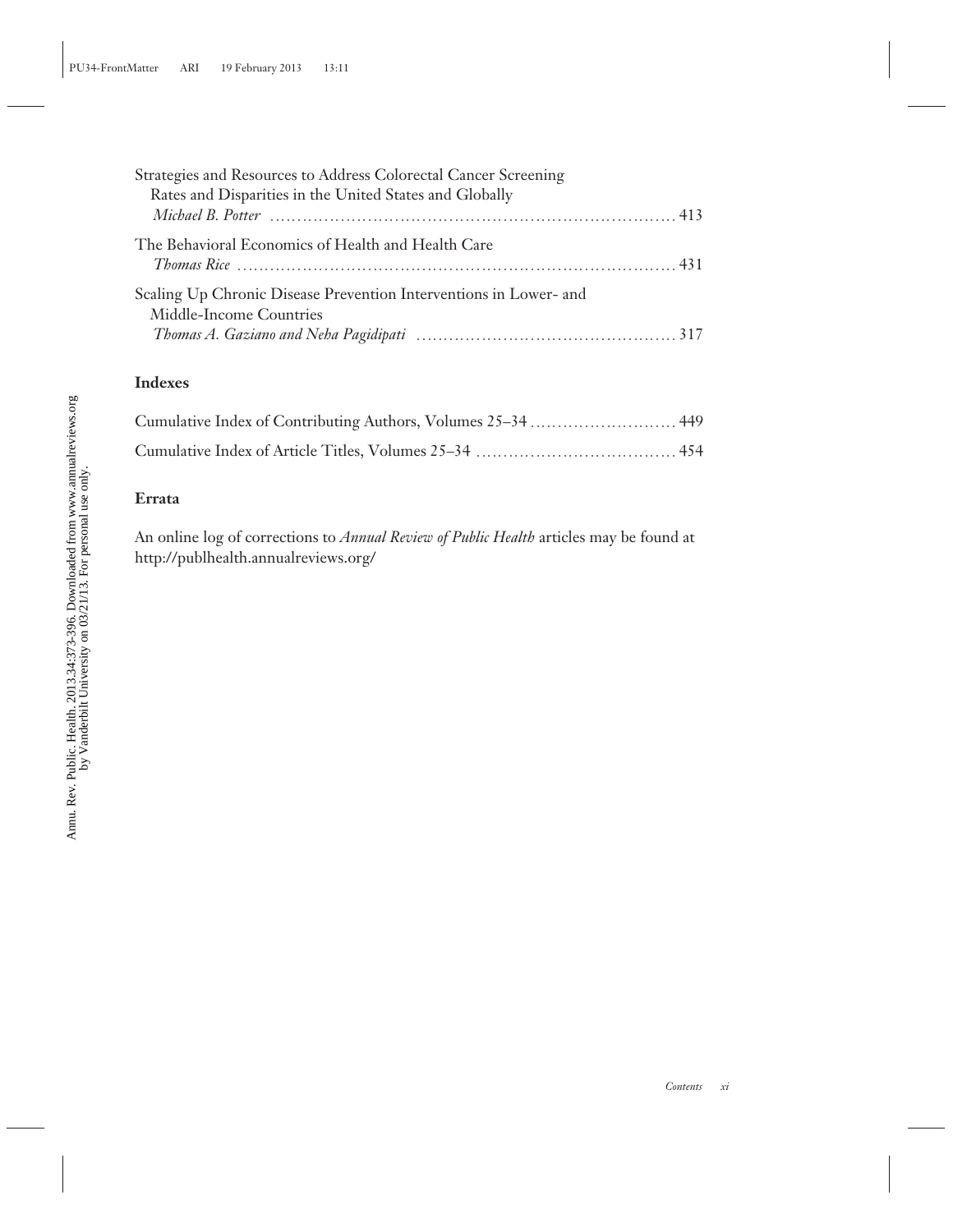Strategies and Resources to Address Colorectal Cancer Screening Rates and Disparities in the United States and Globally
*Michael B. Potter* ........................................................................ 413

The Behavioral Economics of Health and Health Care
*Thomas Rice* ........................................................................ 431

Scaling Up Chronic Disease Prevention Interventions in Lower- and Middle-Income Countries
*Thomas A. Gaziano and Neha Pagidipati* ........................................... 317

## Indexes

Cumulative Index of Contributing Authors, Volumes 25–34 ........................... 449

Cumulative Index of Article Titles, Volumes 25–34 ..................................... 454

## Errata

An online log of corrections to *Annual Review of Public Health* articles may be found at http://publhealth.annualreviews.org/